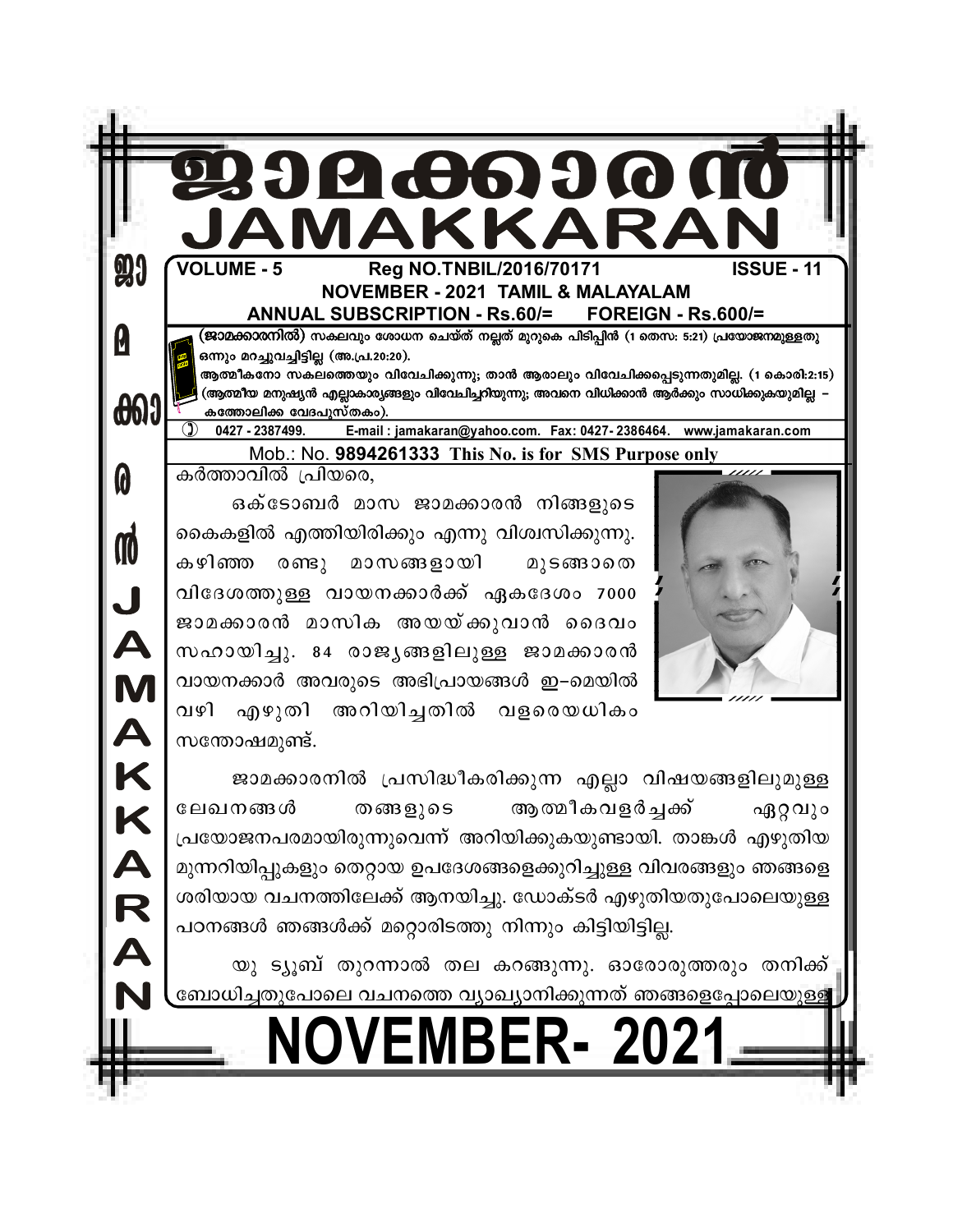# ജാമക്കാരൻ
# JAMAKKARAN

**VOLUME - 5** | **Reg NO.TNBIL/2016/70171** | **ISSUE - 11**

**NOVEMBER - 2021 TAMIL & MALAYALAM**

**ANNUAL SUBSCRIPTION - Rs.60/= FOREIGN - Rs.600/=**

**(ജാമക്കാരനിൽ)** സകലവും ശോധന ചെയ്ത് നല്ലത് മുറുകെ പിടിപ്പിൻ (1 തെസ: 5:21) പ്രയോജനമുള്ളതു ഒന്നും മറച്ചുവച്ചിട്ടില്ല (അ.പ്ര.20:20).

ആത്മീകനോ സകലത്തെയും വിവേചിക്കുന്നു; താൻ ആരാലും വിവേചിക്കപ്പെടുന്നതുമില്ല. (1 കൊരി:2:15) (ആത്മീയ മനുഷ്യൻ എല്ലാകാര്യങ്ങളും വിവേചിച്ചറിയുന്നു; അവനെ വിധിക്കാൻ ആർക്കും സാധിക്കുകയുമില്ല – കത്തോലിക്ക വേദപുസ്തകം).

0427 - 2387499. E-mail : jamakaran@yahoo.com. Fax: 0427- 2386464. www.jamakaran.com

Mob.: No. **9894261333 This No. is for SMS Purpose only**

കർത്താവിൽ പ്രിയരെ,

ഒക്ടോബർ മാസ ജാമക്കാരൻ നിങ്ങളുടെ കൈകളിൽ എത്തിയിരിക്കും എന്നു വിശ്വസിക്കുന്നു. കഴിഞ്ഞ രണ്ടു മാസങ്ങളായി മുടങ്ങാതെ വിദേശത്തുള്ള വായനക്കാർക്ക് ഏകദേശം 7000 ജാമക്കാരൻ മാസിക അയയ്ക്കുവാൻ ദൈവം സഹായിച്ചു. 84 രാജ്യങ്ങളിലുള്ള ജാമക്കാരൻ വായനക്കാർ അവരുടെ അഭിപ്രായങ്ങൾ ഇ–മെയിൽ വഴി എഴുതി അറിയിച്ചതിൽ വളരെയധികം സന്തോഷമുണ്ട്.

ജാമക്കാരനിൽ പ്രസിദ്ധീകരിക്കുന്ന എല്ലാ വിഷയങ്ങളിലുമുള്ള ലേഖനങ്ങൾ തങ്ങളുടെ ആത്മീകവളർച്ചക്ക് ഏറ്റവും പ്രയോജനപരമായിരുന്നുവെന്ന് അറിയിക്കുകയുണ്ടായി. താങ്കൾ എഴുതിയ മുന്നറിയിപ്പുകളും തെറ്റായ ഉപദേശങ്ങളെക്കുറിച്ചുള്ള വിവരങ്ങളും ഞങ്ങളെ ശരിയായ വചനത്തിലേക്ക് ആനയിച്ചു. ഡോക്ടർ എഴുതിയതുപോലെയുള്ള പഠനങ്ങൾ ഞങ്ങൾക്ക് മറ്റൊരിടത്തു നിന്നും കിട്ടിയിട്ടില്ല.

യു ട്യൂബ് തുറന്നാൽ തല കറങ്ങുന്നു. ഓരോരുത്തരും തനിക്ക് ബോധിച്ചതുപോലെ വചനത്തെ വ്യാഖ്യാനിക്കുന്നത് ഞങ്ങളെപ്പോലെയുള്ള

**NOVEMBER- 2021**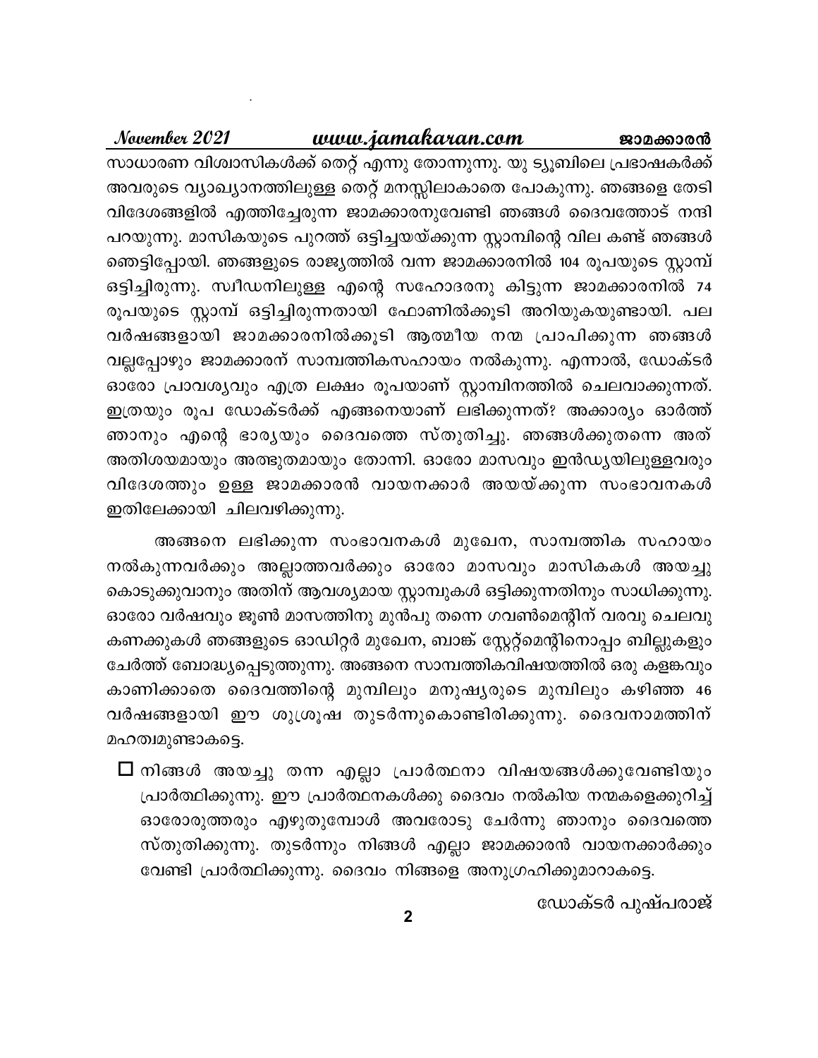സാധാരണ വിശ്വാസികൾക്ക് തെറ്റ് എന്നു തോന്നുന്നു. യു ട്യൂബിലെ പ്രഭാഷകർക്ക് അവരുടെ വ്യാഖ്യാനത്തിലുള്ള തെറ്റ് മനസ്സിലാകാതെ പോകുന്നു. ഞങ്ങളെ തേടി വിദേശങ്ങളിൽ എത്തിച്ചേരുന്ന ജാമക്കാരനുവേണ്ടി ഞങ്ങൾ ദൈവത്തോട് നന്ദി പറയുന്നു. മാസികയുടെ പുറത്ത് ഒട്ടിച്ചയയ്ക്കുന്ന സ്റ്റാമ്പിന്റെ വില കണ്ട് ഞങ്ങൾ ഞെട്ടിപ്പോയി. ഞങ്ങളുടെ രാജ്യത്തിൽ വന്ന ജാമക്കാരനിൽ 104 രൂപയുടെ സ്റ്റാമ്പ് ഒട്ടിച്ചിരുന്നു. സ്വീഡനിലുള്ള എന്റെ സഹോദരനു കിട്ടുന്ന ജാമക്കാരനിൽ 74 രൂപയുടെ സ്റ്റാമ്പ് ഒട്ടിച്ചിരുന്നതായി ഫോണിൽക്കൂടി അറിയുകയുണ്ടായി. പല വർഷങ്ങളായി ജാമക്കാരനിൽക്കൂടി ആത്മീയ നന്മ പ്രാപിക്കുന്ന ഞങ്ങൾ വല്ലപ്പോഴും ജാമക്കാരന് സാമ്പത്തികസഹായം നൽകുന്നു. എന്നാൽ, ഡോക്ടർ ഓരോ പ്രാവശ്യവും എത്ര ലക്ഷം രൂപയാണ് സ്റ്റാമ്പിനത്തിൽ ചെലവാക്കുന്നത്. ഇത്രയും രൂപ ഡോക്ടർക്ക് എങ്ങനെയാണ് ലഭിക്കുന്നത്? അക്കാര്യം ഓർത്ത് ഞാനും എന്റെ ഭാര്യയും ദൈവത്തെ സ്തുതിച്ചു. ഞങ്ങൾക്കുതന്നെ അത് അതിശയമായും അത്ഭുതമായും തോന്നി. ഓരോ മാസവും ഇൻഡ്യയിലുള്ളവരും വിദേശത്തും ഉള്ള ജാമക്കാരൻ വായനക്കാർ അയയ്ക്കുന്ന സംഭാവനകൾ ഇതിലേക്കായി ചിലവഴിക്കുന്നു.

അങ്ങനെ ലഭിക്കുന്ന സംഭാവനകൾ മുഖേന, സാമ്പത്തിക സഹായം നൽകുന്നവർക്കും അല്ലാത്തവർക്കും ഓരോ മാസവും മാസികകൾ അയച്ചു കൊടുക്കുവാനും അതിന് ആവശ്യമായ സ്റ്റാമ്പുകൾ ഒട്ടിക്കുന്നതിനും സാധിക്കുന്നു. ഓരോ വർഷവും ജൂൺ മാസത്തിനു മുൻപു തന്നെ ഗവൺമെന്റിന് വരവു ചെലവു കണക്കുകൾ ഞങ്ങളുടെ ഓഡിറ്റർ മുഖേന, ബാങ്ക് സ്റ്റേറ്റ്മെന്റിനൊപ്പം ബില്ലുകളും ചേർത്ത് ബോദ്ധ്യപ്പെടുത്തുന്നു. അങ്ങനെ സാമ്പത്തികവിഷയത്തിൽ ഒരു കളങ്കവും കാണിക്കാതെ ദൈവത്തിന്റെ മുമ്പിലും മനുഷ്യരുടെ മുമ്പിലും കഴിഞ്ഞ 46 വർഷങ്ങളായി ഈ ശുശ്രൂഷ തുടർന്നുകൊണ്ടിരിക്കുന്നു. ദൈവനാമത്തിന് മഹത്വമുണ്ടാകട്ടെ.

- ☐ നിങ്ങൾ അയച്ചു തന്ന എല്ലാ പ്രാർത്ഥനാ വിഷയങ്ങൾക്കുവേണ്ടിയും പ്രാർത്ഥിക്കുന്നു. ഈ പ്രാർത്ഥനകൾക്കു ദൈവം നൽകിയ നന്മകളെക്കുറിച്ച് ഓരോരുത്തരും എഴുതുമ്പോൾ അവരോടു ചേർന്നു ഞാനും ദൈവത്തെ സ്തുതിക്കുന്നു. തുടർന്നും നിങ്ങൾ എല്ലാ ജാമക്കാരൻ വായനക്കാർക്കും വേണ്ടി പ്രാർത്ഥിക്കുന്നു. ദൈവം നിങ്ങളെ അനുഗ്രഹിക്കുമാറാകട്ടെ.

ഡോക്ടർ പുഷ്പരാജ്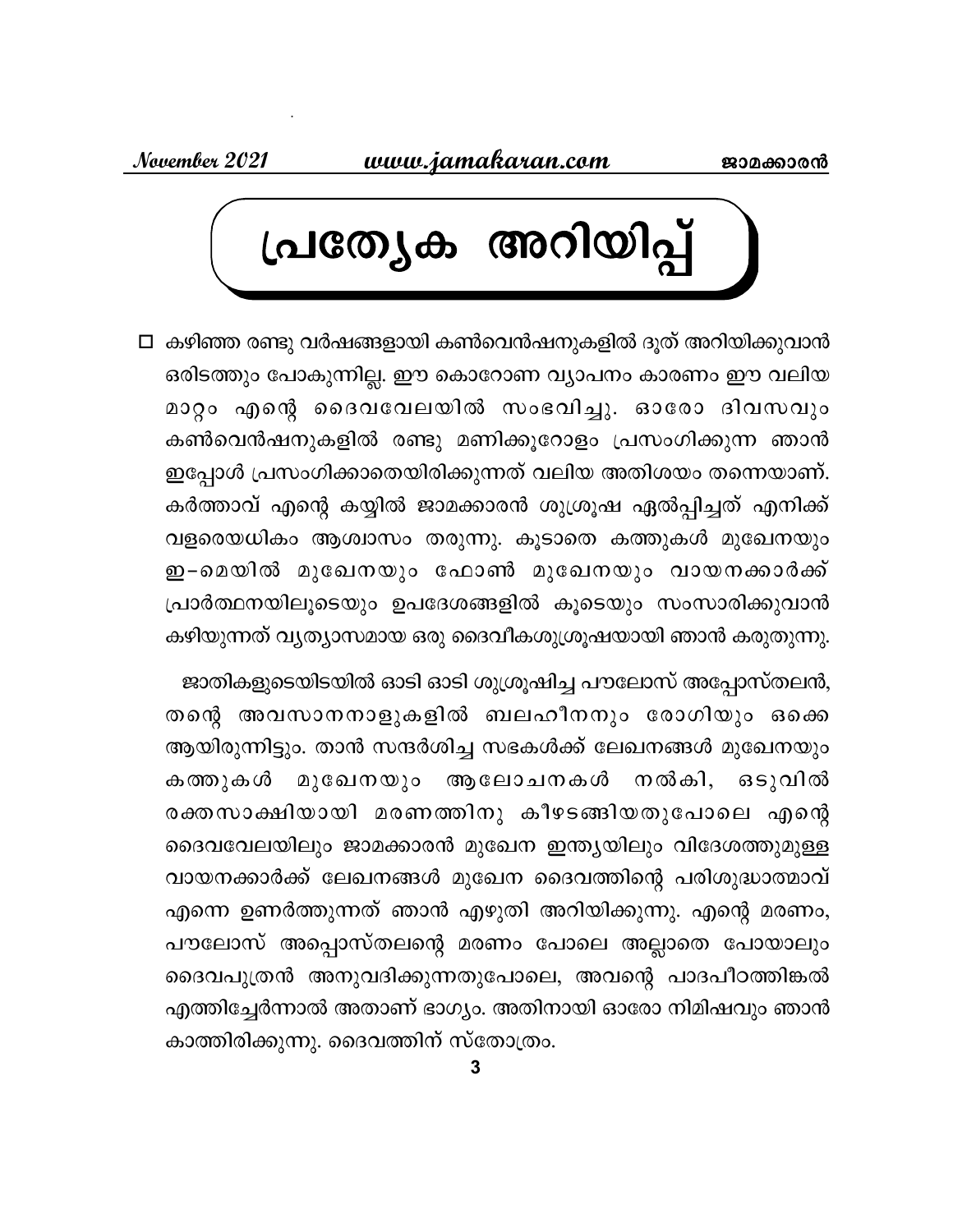# പ്രത്യേക അറിയിപ്പ്

- ☐ കഴിഞ്ഞ രണ്ടു വർഷങ്ങളായി കൺവെൻഷനുകളിൽ ദൂത് അറിയിക്കുവാൻ ഒരിടത്തും പോകുന്നില്ല. ഈ കൊറോണ വ്യാപനം കാരണം ഈ വലിയ മാറ്റം എന്റെ ദൈവവേലയിൽ സംഭവിച്ചു. ഓരോ ദിവസവും കൺവെൻഷനുകളിൽ രണ്ടു മണിക്കൂറോളം പ്രസംഗിക്കുന്ന ഞാൻ ഇപ്പോൾ പ്രസംഗിക്കാതെയിരിക്കുന്നത് വലിയ അതിശയം തന്നെയാണ്. കർത്താവ് എന്റെ കയ്യിൽ ജാമക്കാരൻ ശുശ്രൂഷ ഏൽപ്പിച്ചത് എനിക്ക് വളരെയധികം ആശ്വാസം തരുന്നു. കൂടാതെ കത്തുകൾ മുഖേനയും ഇ-മെയിൽ മുഖേനയും ഫോൺ മുഖേനയും വായനക്കാർക്ക് പ്രാർത്ഥനയിലൂടെയും ഉപദേശങ്ങളിൽ കൂടെയും സംസാരിക്കുവാൻ കഴിയുന്നത് വ്യത്യാസമായ ഒരു ദൈവീകശുശ്രൂഷയായി ഞാൻ കരുതുന്നു.

ജാതികളുടെയിടയിൽ ഓടി ഓടി ശുശ്രൂഷിച്ച പൗലോസ് അപ്പോസ്തലൻ, തന്റെ അവസാനനാളുകളിൽ ബലഹീനനും രോഗിയും ഒക്കെ ആയിരുന്നിട്ടും. താൻ സന്ദർശിച്ച സഭകൾക്ക് ലേഖനങ്ങൾ മുഖേനയും കത്തുകൾ മുഖേനയും ആലോചനകൾ നൽകി, ഒടുവിൽ രക്തസാക്ഷിയായി മരണത്തിനു കീഴടങ്ങിയതുപോലെ എന്റെ ദൈവവേലയിലും ജാമക്കാരൻ മുഖേന ഇന്ത്യയിലും വിദേശത്തുമുള്ള വായനക്കാർക്ക് ലേഖനങ്ങൾ മുഖേന ദൈവത്തിന്റെ പരിശുദ്ധാത്മാവ് എന്നെ ഉണർത്തുന്നത് ഞാൻ എഴുതി അറിയിക്കുന്നു. എന്റെ മരണം, പൗലോസ് അപ്പൊസ്തലന്റെ മരണം പോലെ അല്ലാതെ പോയാലും ദൈവപുത്രൻ അനുവദിക്കുന്നതുപോലെ, അവന്റെ പാദപീഠത്തിങ്കൽ എത്തിച്ചേർന്നാൽ അതാണ് ഭാഗ്യം. അതിനായി ഓരോ നിമിഷവും ഞാൻ കാത്തിരിക്കുന്നു. ദൈവത്തിന് സ്തോത്രം.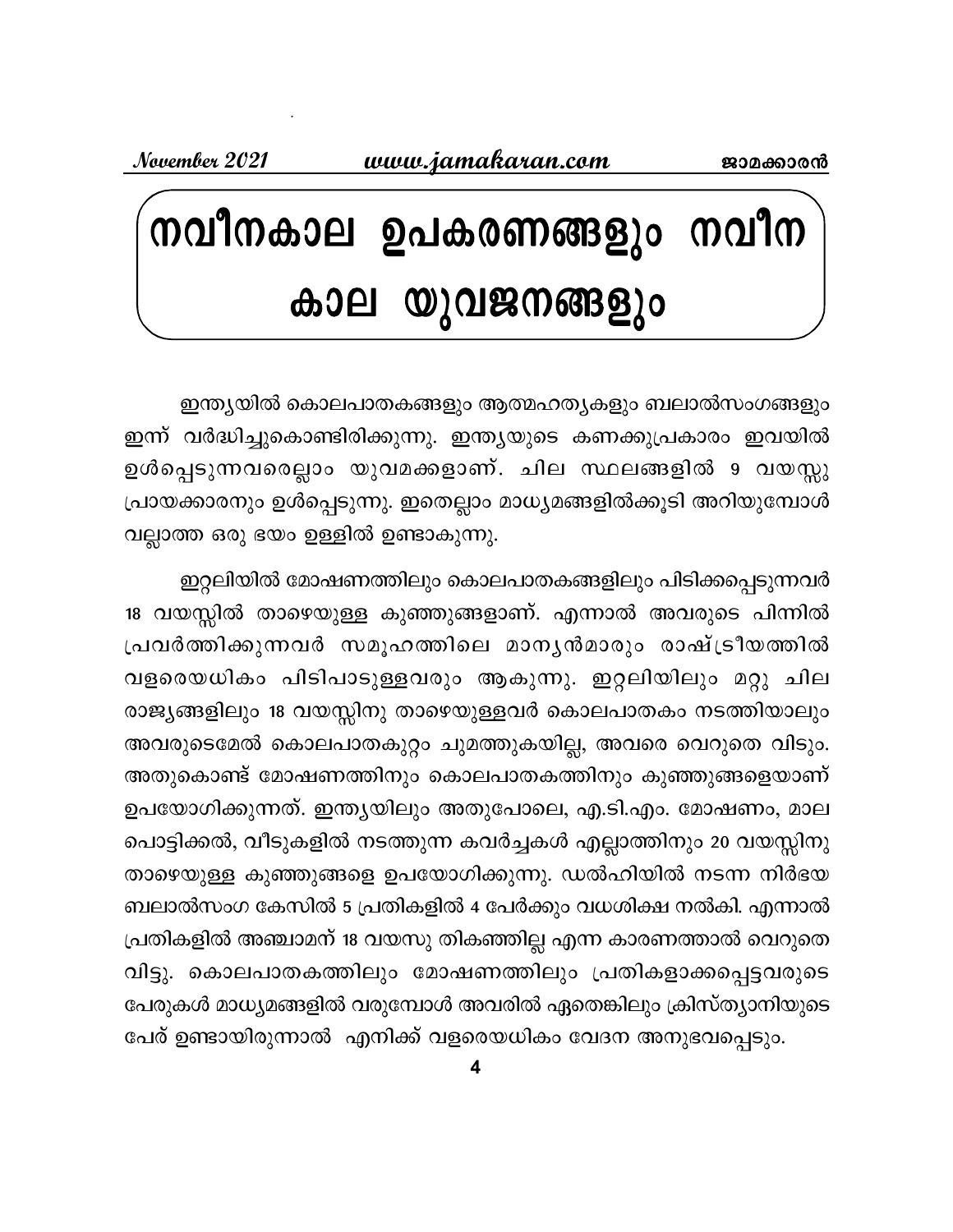# നവീനകാല ഉപകരണങ്ങളും നവീന കാല യുവജനങ്ങളും

ഇന്ത്യയിൽ കൊലപാതകങ്ങളും ആത്മഹത്യകളും ബലാൽസംഗങ്ങളും ഇന്ന് വർദ്ധിച്ചുകൊണ്ടിരിക്കുന്നു. ഇന്ത്യയുടെ കണക്കുപ്രകാരം ഇവയിൽ ഉൾപ്പെടുന്നവരെല്ലാം യുവമക്കളാണ്. ചില സ്ഥലങ്ങളിൽ 9 വയസ്സു പ്രായക്കാരനും ഉൾപ്പെടുന്നു. ഇതെല്ലാം മാധ്യമങ്ങളിൽക്കൂടി അറിയുമ്പോൾ വല്ലാത്ത ഒരു ഭയം ഉള്ളിൽ ഉണ്ടാകുന്നു.

ഇറ്റലിയിൽ മോഷണത്തിലും കൊലപാതകങ്ങളിലും പിടിക്കപ്പെടുന്നവർ 18 വയസ്സിൽ താഴെയുള്ള കുഞ്ഞുങ്ങളാണ്. എന്നാൽ അവരുടെ പിന്നിൽ പ്രവർത്തിക്കുന്നവർ സമൂഹത്തിലെ മാന്യൻമാരും രാഷ്ട്രീയത്തിൽ വളരെയധികം പിടിപാടുള്ളവരും ആകുന്നു. ഇറ്റലിയിലും മറ്റു ചില രാജ്യങ്ങളിലും 18 വയസ്സിനു താഴെയുള്ളവർ കൊലപാതകം നടത്തിയാലും അവരുടെമേൽ കൊലപാതകുറ്റം ചുമത്തുകയില്ല, അവരെ വെറുതെ വിടും. അതുകൊണ്ട് മോഷണത്തിനും കൊലപാതകത്തിനും കുഞ്ഞുങ്ങളെയാണ് ഉപയോഗിക്കുന്നത്. ഇന്ത്യയിലും അതുപോലെ, എ.ടി.എം. മോഷണം, മാല പൊട്ടിക്കൽ, വീടുകളിൽ നടത്തുന്ന കവർച്ചകൾ എല്ലാത്തിനും 20 വയസ്സിനു താഴെയുള്ള കുഞ്ഞുങ്ങളെ ഉപയോഗിക്കുന്നു. ഡൽഹിയിൽ നടന്ന നിർഭയ ബലാൽസംഗ കേസിൽ 5 പ്രതികളിൽ 4 പേർക്കും വധശിക്ഷ നൽകി. എന്നാൽ പ്രതികളിൽ അഞ്ചാമന് 18 വയസു തികഞ്ഞില്ല എന്ന കാരണത്താൽ വെറുതെ വിട്ടു. കൊലപാതകത്തിലും മോഷണത്തിലും പ്രതികളാക്കപ്പെട്ടവരുടെ പേരുകൾ മാധ്യമങ്ങളിൽ വരുമ്പോൾ അവരിൽ ഏതെങ്കിലും ക്രിസ്ത്യാനിയുടെ പേര് ഉണ്ടായിരുന്നാൽ എനിക്ക് വളരെയധികം വേദന അനുഭവപ്പെടും.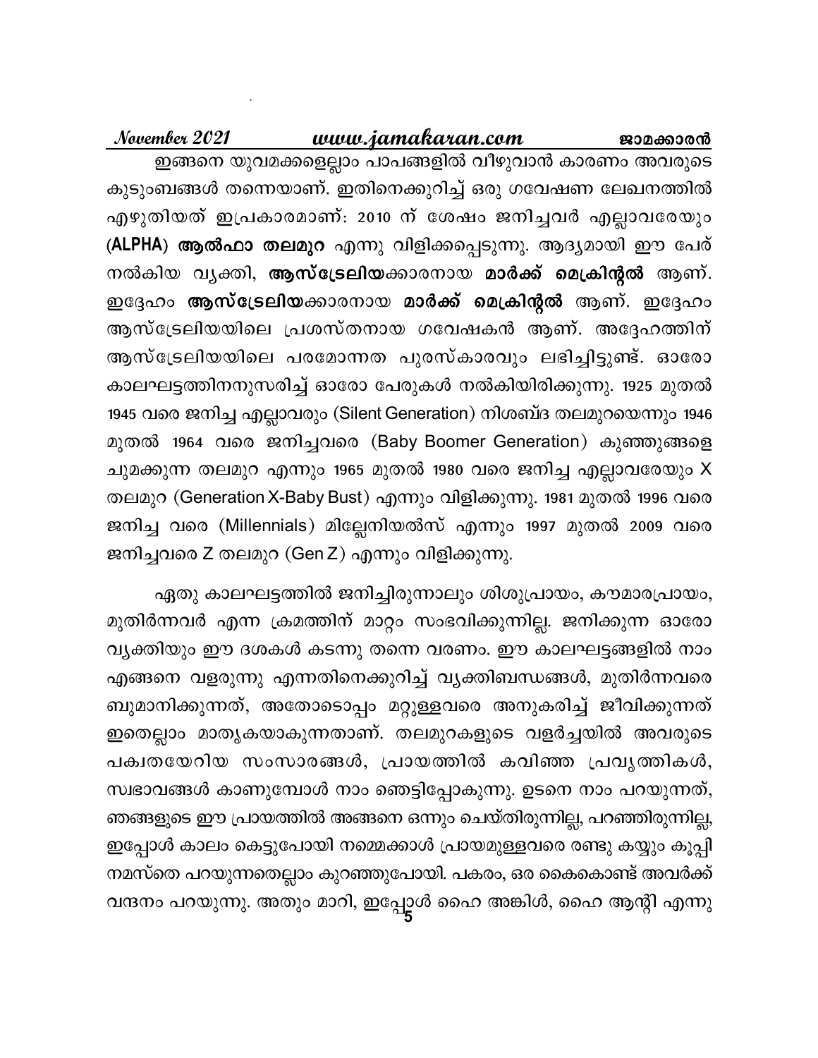ഇങ്ങനെ യുവമക്കളെല്ലാം പാപങ്ങളിൽ വീഴുവാൻ കാരണം അവരുടെ കുടുംബങ്ങൾ തന്നെയാണ്. ഇതിനെക്കുറിച്ച് ഒരു ഗവേഷണ ലേഖനത്തിൽ എഴുതിയത് ഇപ്രകാരമാണ്: 2010 ന് ശേഷം ജനിച്ചവർ എല്ലാവരേയും **(ALPHA) ആൽഫാ തലമുറ** എന്നു വിളിക്കപ്പെടുന്നു. ആദ്യമായി ഈ പേര് നൽകിയ വ്യക്തി, **ആസ്ട്രേലിയ**ക്കാരനായ **മാർക്ക് മെക്രിന്റൽ** ആണ്. ഇദ്ദേഹം **ആസ്ട്രേലിയ**ക്കാരനായ **മാർക്ക് മെക്രിന്റൽ** ആണ്. ഇദ്ദേഹം ആസ്ട്രേലിയയിലെ പ്രശസ്തനായ ഗവേഷകൻ ആണ്. അദ്ദേഹത്തിന് ആസ്ട്രേലിയയിലെ പരമോന്നത പുരസ്കാരവും ലഭിച്ചിട്ടുണ്ട്. ഓരോ കാലഘട്ടത്തിനനുസരിച്ച് ഓരോ പേരുകൾ നൽകിയിരിക്കുന്നു. 1925 മുതൽ 1945 വരെ ജനിച്ച എല്ലാവരും (Silent Generation) നിശബ്ദ തലമുറയെന്നും 1946 മുതൽ 1964 വരെ ജനിച്ചവരെ (Baby Boomer Generation) കുഞ്ഞുങ്ങളെ ചുമക്കുന്ന തലമുറ എന്നും 1965 മുതൽ 1980 വരെ ജനിച്ച എല്ലാവരേയും X തലമുറ (Generation X-Baby Bust) എന്നും വിളിക്കുന്നു. 1981 മുതൽ 1996 വരെ ജനിച്ച വരെ (Millennials) മില്ലേനിയൽസ് എന്നും 1997 മുതൽ 2009 വരെ ജനിച്ചവരെ Z തലമുറ (Gen Z) എന്നും വിളിക്കുന്നു.

ഏതു കാലഘട്ടത്തിൽ ജനിച്ചിരുന്നാലും ശിശുപ്രായം, കൗമാരപ്രായം, മുതിർന്നവർ എന്ന ക്രമത്തിന് മാറ്റം സംഭവിക്കുന്നില്ല. ജനിക്കുന്ന ഓരോ വ്യക്തിയും ഈ ദശകൾ കടന്നു തന്നെ വരണം. ഈ കാലഘട്ടങ്ങളിൽ നാം എങ്ങനെ വളരുന്നു എന്നതിനെക്കുറിച്ച് വ്യക്തിബന്ധങ്ങൾ, മുതിർന്നവരെ ബഹുമാനിക്കുന്നത്, അതോടൊപ്പം മറ്റുള്ളവരെ അനുകരിച്ച് ജീവിക്കുന്നത് ഇതെല്ലാം മാതൃകയാകുന്നതാണ്. തലമുറകളുടെ വളർച്ചയിൽ അവരുടെ പക്വതയേറിയ സംസാരങ്ങൾ, പ്രായത്തിൽ കവിഞ്ഞ പ്രവൃത്തികൾ, സ്വഭാവങ്ങൾ കാണുമ്പോൾ നാം ഞെട്ടിപ്പോകുന്നു. ഉടനെ നാം പറയുന്നത്, ഞങ്ങളുടെ ഈ പ്രായത്തിൽ അങ്ങനെ ഒന്നും ചെയ്തിരുന്നില്ല, പറഞ്ഞിരുന്നില്ല, ഇപ്പോൾ കാലം കെട്ടുപോയി നമ്മെക്കാൾ പ്രായമുള്ളവരെ രണ്ടു കയ്യും കൂപ്പി നമസ്തെ പറയുന്നതെല്ലാം കുറഞ്ഞുപോയി. പകരം, ഒര കൈകൊണ്ട് അവർക്ക് വന്ദനം പറയുന്നു. അതും മാറി, ഇപ്പോൾ ഹൈ അങ്കിൾ, ഹൈ ആന്റി എന്നു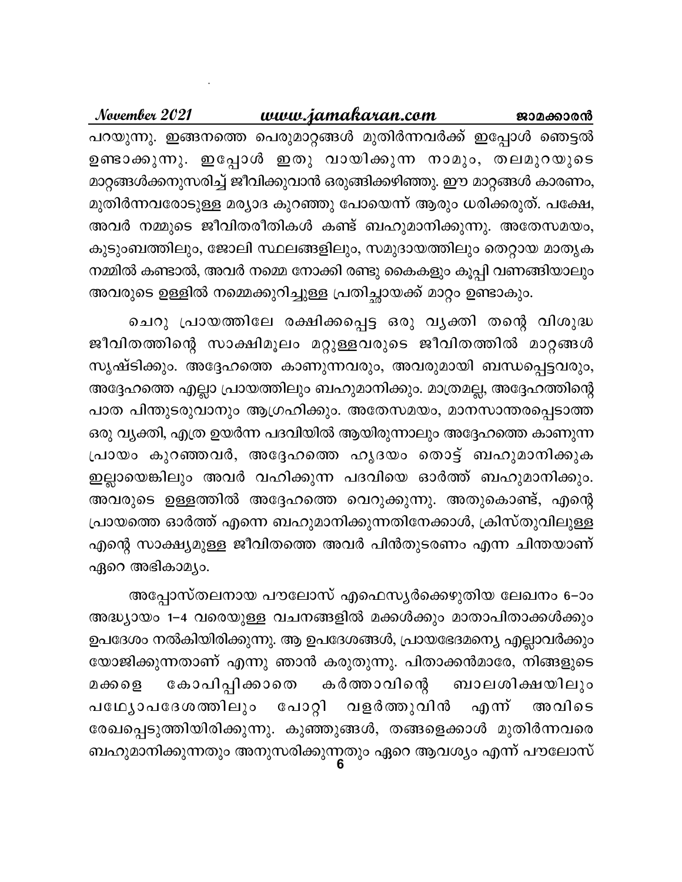പറയുന്നു. ഇങ്ങനത്തെ പെരുമാറ്റങ്ങൾ മുതിർന്നവർക്ക് ഇപ്പോൾ ഞെട്ടൽ ഉണ്ടാക്കുന്നു. ഇപ്പോൾ ഇതു വായിക്കുന്ന നാമും, തലമുറയുടെ മാറ്റങ്ങൾക്കനുസരിച്ച് ജീവിക്കുവാൻ ഒരുങ്ങിക്കഴിഞ്ഞു. ഈ മാറ്റങ്ങൾ കാരണം, മുതിർന്നവരോടുള്ള മര്യാദ കുറഞ്ഞു പോയെന്ന് ആരും ധരിക്കരുത്. പക്ഷേ, അവർ നമ്മുടെ ജീവിതരീതികൾ കണ്ട് ബഹുമാനിക്കുന്നു. അതേസമയം, കുടുംബത്തിലും, ജോലി സ്ഥലങ്ങളിലും, സമുദായത്തിലും തെറ്റായ മാതൃക നമ്മിൽ കണ്ടാൽ, അവർ നമ്മെ നോക്കി രണ്ടു കൈകളും കൂപ്പി വണങ്ങിയാലും അവരുടെ ഉള്ളിൽ നമ്മെക്കുറിച്ചുള്ള പ്രതിച്ഛായക്ക് മാറ്റം ഉണ്ടാകും.

ചെറു പ്രായത്തിലേ രക്ഷിക്കപ്പെട്ട ഒരു വ്യക്തി തന്റെ വിശുദ്ധ ജീവിതത്തിന്റെ സാക്ഷിമൂലം മറ്റുള്ളവരുടെ ജീവിതത്തിൽ മാറ്റങ്ങൾ സൃഷ്ടിക്കും. അദ്ദേഹത്തെ കാണുന്നവരും, അവരുമായി ബന്ധപ്പെട്ടവരും, അദ്ദേഹത്തെ എല്ലാ പ്രായത്തിലും ബഹുമാനിക്കും. മാത്രമല്ല, അദ്ദേഹത്തിന്റെ പാത പിന്തുടരുവാനും ആഗ്രഹിക്കും. അതേസമയം, മാനസാന്തരപ്പെടാത്ത ഒരു വ്യക്തി, എത്ര ഉയർന്ന പദവിയിൽ ആയിരുന്നാലും അദ്ദേഹത്തെ കാണുന്ന പ്രായം കുറഞ്ഞവർ, അദ്ദേഹത്തെ ഹൃദയം തൊട്ട് ബഹുമാനിക്കുക ഇല്ലായെങ്കിലും അവർ വഹിക്കുന്ന പദവിയെ ഓർത്ത് ബഹുമാനിക്കും. അവരുടെ ഉള്ളത്തിൽ അദ്ദേഹത്തെ വെറുക്കുന്നു. അതുകൊണ്ട്, എന്റെ പ്രായത്തെ ഓർത്ത് എന്നെ ബഹുമാനിക്കുന്നതിനേക്കാൾ, ക്രിസ്തുവിലുള്ള എന്റെ സാക്ഷ്യമുള്ള ജീവിതത്തെ അവർ പിൻതുടരണം എന്ന ചിന്തയാണ് ഏറെ അഭികാമ്യം.

അപ്പോസ്തലനായ പൗലോസ് എഫെസ്യർക്കെഴുതിയ ലേഖനം 6–ാം അദ്ധ്യായം 1–4 വരെയുള്ള വചനങ്ങളിൽ മക്കൾക്കും മാതാപിതാക്കൾക്കും ഉപദേശം നൽകിയിരിക്കുന്നു. ആ ഉപദേശങ്ങൾ, പ്രായഭേദമന്യേ എല്ലാവർക്കും യോജിക്കുന്നതാണ് എന്നു ഞാൻ കരുതുന്നു. പിതാക്കൻമാരേ, നിങ്ങളുടെ മക്കളെ കോപിപ്പിക്കാതെ കർത്താവിന്റെ ബാലശിക്ഷയിലും പഥ്യോപദേശത്തിലും പോറ്റി വളർത്തുവിൻ എന്ന് അവിടെ രേഖപ്പെടുത്തിയിരിക്കുന്നു. കുഞ്ഞുങ്ങൾ, തങ്ങളെക്കാൾ മുതിർന്നവരെ ബഹുമാനിക്കുന്നതും അനുസരിക്കുന്നതും ഏറെ ആവശ്യം എന്ന് പൗലോസ്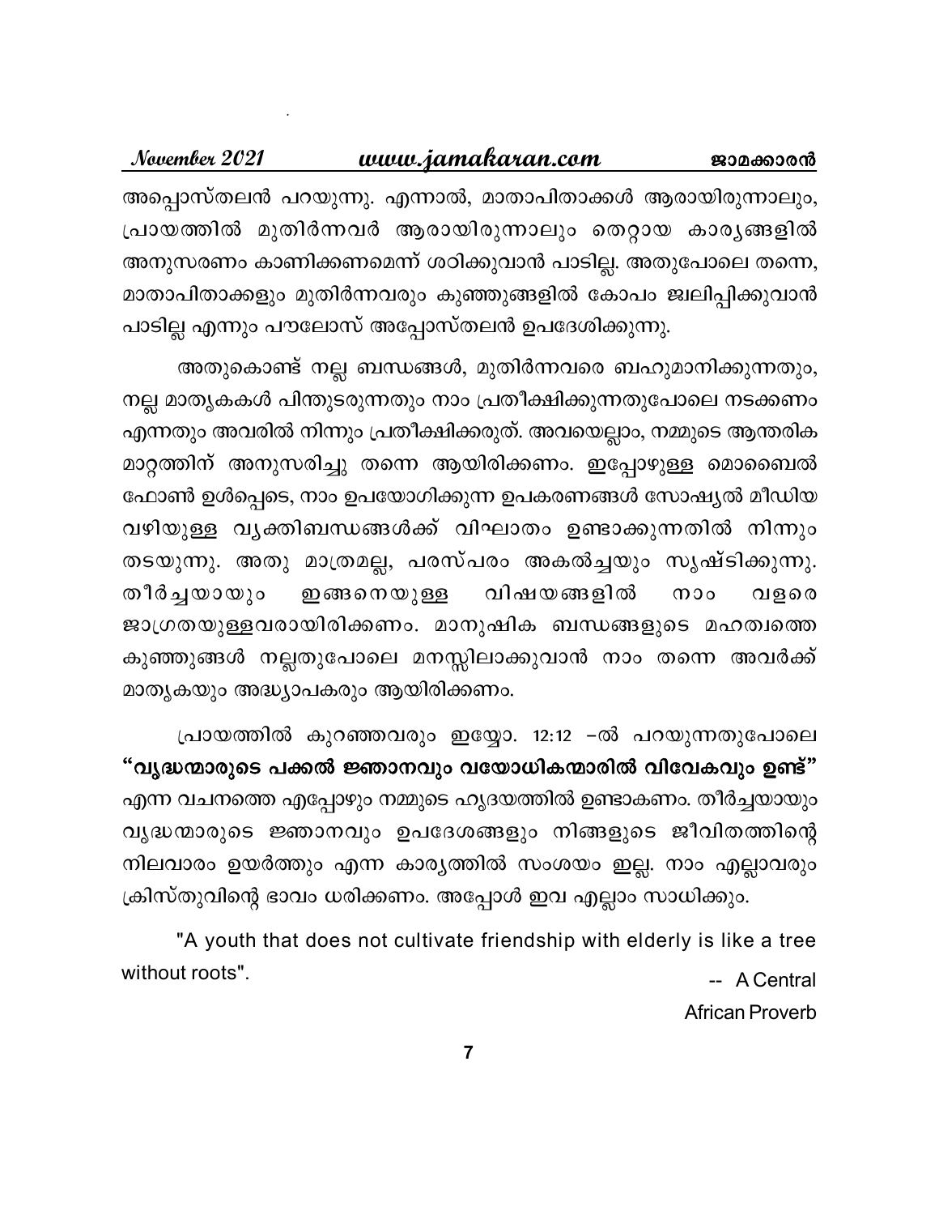അപ്പൊസ്തലൻ പറയുന്നു. എന്നാൽ, മാതാപിതാക്കൾ ആരായിരുന്നാലും, പ്രായത്തിൽ മുതിർന്നവർ ആരായിരുന്നാലും തെറ്റായ കാര്യങ്ങളിൽ അനുസരണം കാണിക്കണമെന്ന് ശഠിക്കുവാൻ പാടില്ല. അതുപോലെ തന്നെ, മാതാപിതാക്കളും മുതിർന്നവരും കുഞ്ഞുങ്ങളിൽ കോപം ജ്വലിപ്പിക്കുവാൻ പാടില്ല എന്നും പൗലോസ് അപ്പോസ്തലൻ ഉപദേശിക്കുന്നു.

അതുകൊണ്ട് നല്ല ബന്ധങ്ങൾ, മുതിർന്നവരെ ബഹുമാനിക്കുന്നതും, നല്ല മാതൃകകൾ പിന്തുടരുന്നതും നാം പ്രതീക്ഷിക്കുന്നതുപോലെ നടക്കണം എന്നതും അവരിൽ നിന്നും പ്രതീക്ഷിക്കരുത്. അവയെല്ലാം, നമ്മുടെ ആന്തരിക മാറ്റത്തിന് അനുസരിച്ചു തന്നെ ആയിരിക്കണം. ഇപ്പോഴുള്ള മൊബൈൽ ഫോൺ ഉൾപ്പെടെ, നാം ഉപയോഗിക്കുന്ന ഉപകരണങ്ങൾ സോഷ്യൽ മീഡിയ വഴിയുള്ള വ്യക്തിബന്ധങ്ങൾക്ക് വിഘാതം ഉണ്ടാക്കുന്നതിൽ നിന്നും തടയുന്നു. അതു മാത്രമല്ല, പരസ്പരം അകൽച്ചയും സൃഷ്ടിക്കുന്നു. തീർച്ചയായും ഇങ്ങനെയുള്ള വിഷയങ്ങളിൽ നാം വളരെ ജാഗ്രതയുള്ളവരായിരിക്കണം. മാനുഷിക ബന്ധങ്ങളുടെ മഹത്വത്തെ കുഞ്ഞുങ്ങൾ നല്ലതുപോലെ മനസ്സിലാക്കുവാൻ നാം തന്നെ അവർക്ക് മാതൃകയും അദ്ധ്യാപകരും ആയിരിക്കണം.

പ്രായത്തിൽ കുറഞ്ഞവരും ഇയ്യോ. 12:12 –ൽ പറയുന്നതുപോലെ **"വൃദ്ധന്മാരുടെ പക്കൽ ജ്ഞാനവും വയോധികന്മാരിൽ വിവേകവും ഉണ്ട്"** എന്ന വചനത്തെ എപ്പോഴും നമ്മുടെ ഹൃദയത്തിൽ ഉണ്ടാകണം. തീർച്ചയായും വൃദ്ധന്മാരുടെ ജ്ഞാനവും ഉപദേശങ്ങളും നിങ്ങളുടെ ജീവിതത്തിന്റെ നിലവാരം ഉയർത്തും എന്ന കാര്യത്തിൽ സംശയം ഇല്ല. നാം എല്ലാവരും ക്രിസ്തുവിന്റെ ഭാവം ധരിക്കണം. അപ്പോൾ ഇവ എല്ലാം സാധിക്കും.

"A youth that does not cultivate friendship with elderly is like a tree without roots".

-- A Central African Proverb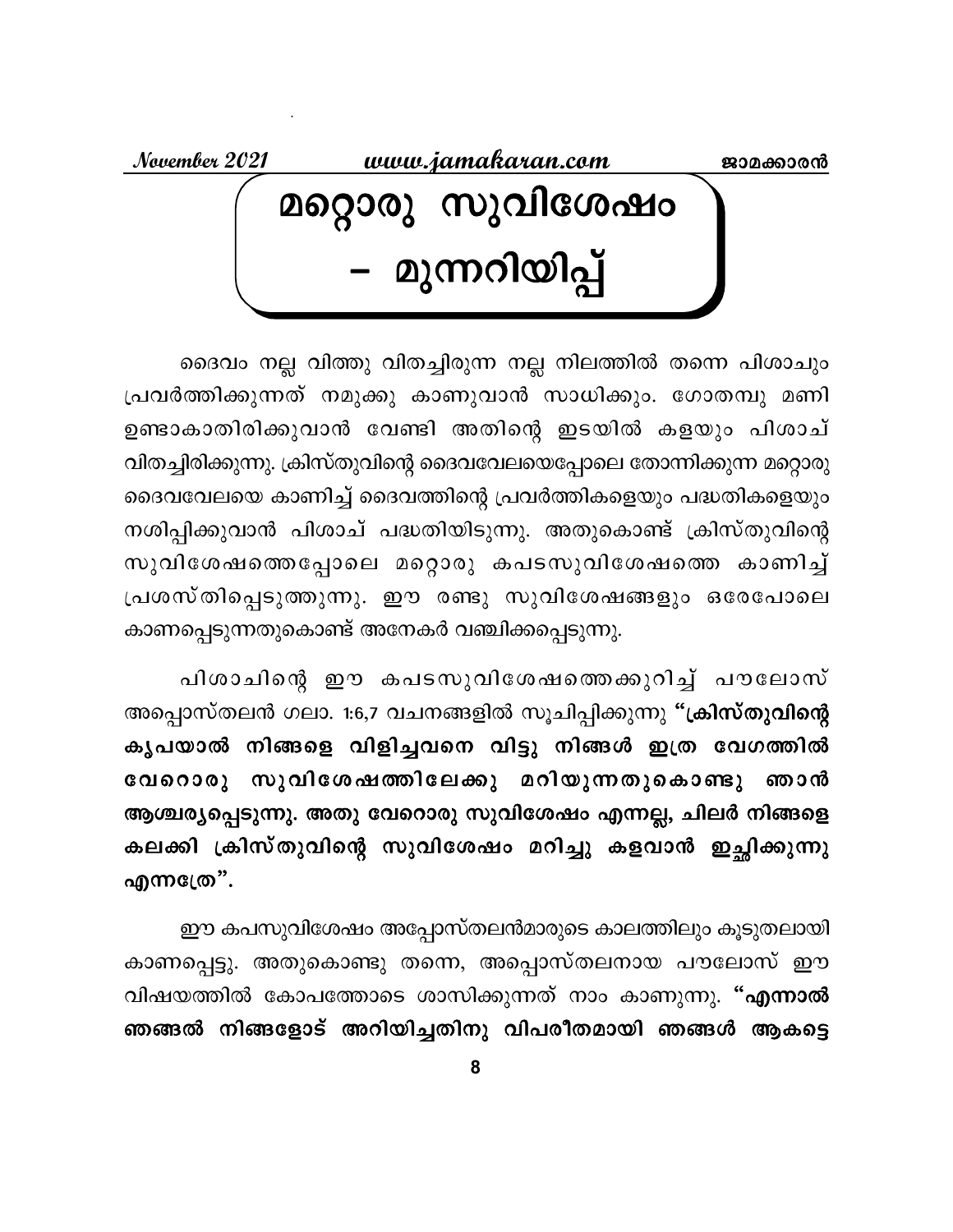# മറ്റൊരു സുവിശേഷം – മുന്നറിയിപ്പ്

ദൈവം നല്ല വിത്തു വിതച്ചിരുന്ന നല്ല നിലത്തിൽ തന്നെ പിശാചും പ്രവർത്തിക്കുന്നത് നമുക്കു കാണുവാൻ സാധിക്കും. ഗോതമ്പു മണി ഉണ്ടാകാതിരിക്കുവാൻ വേണ്ടി അതിന്റെ ഇടയിൽ കളയും പിശാച് വിതച്ചിരിക്കുന്നു. ക്രിസ്തുവിന്റെ ദൈവവേലയെപ്പോലെ തോന്നിക്കുന്ന മറ്റൊരു ദൈവവേലയെ കാണിച്ച് ദൈവത്തിന്റെ പ്രവർത്തികളെയും പദ്ധതികളെയും നശിപ്പിക്കുവാൻ പിശാച് പദ്ധതിയിടുന്നു. അതുകൊണ്ട് ക്രിസ്തുവിന്റെ സുവിശേഷത്തെപ്പോലെ മറ്റൊരു കപടസുവിശേഷത്തെ കാണിച്ച് പ്രശസ്തിപ്പെടുത്തുന്നു. ഈ രണ്ടു സുവിശേഷങ്ങളും ഒരേപോലെ കാണപ്പെടുന്നതുകൊണ്ട് അനേകർ വഞ്ചിക്കപ്പെടുന്നു.

പിശാചിന്റെ ഈ കപടസുവിശേഷത്തെക്കുറിച്ച് പൗലോസ് അപ്പൊസ്തലൻ ഗലാ. 1:6,7 വചനങ്ങളിൽ സൂചിപ്പിക്കുന്നു **"ക്രിസ്തുവിന്റെ കൃപയാൽ നിങ്ങളെ വിളിച്ചവനെ വിട്ടു നിങ്ങൾ ഇത്ര വേഗത്തിൽ വേറൊരു സുവിശേഷത്തിലേക്കു മറിയുന്നതുകൊണ്ടു ഞാൻ ആശ്ചര്യപ്പെടുന്നു. അതു വേറൊരു സുവിശേഷം എന്നല്ല, ചിലർ നിങ്ങളെ കലക്കി ക്രിസ്തുവിന്റെ സുവിശേഷം മറിച്ചു കളവാൻ ഇച്ഛിക്കുന്നു എന്നത്രേ".**

ഈ കപസുവിശേഷം അപ്പോസ്തലൻമാരുടെ കാലത്തിലും കൂടുതലായി കാണപ്പെട്ടു. അതുകൊണ്ടു തന്നെ, അപ്പൊസ്തലനായ പൗലോസ് ഈ വിഷയത്തിൽ കോപത്തോടെ ശാസിക്കുന്നത് നാം കാണുന്നു. **"എന്നാൽ ഞങ്ങൽ നിങ്ങളോട് അറിയിച്ചതിനു വിപരീതമായി ഞങ്ങൾ ആകട്ടെ**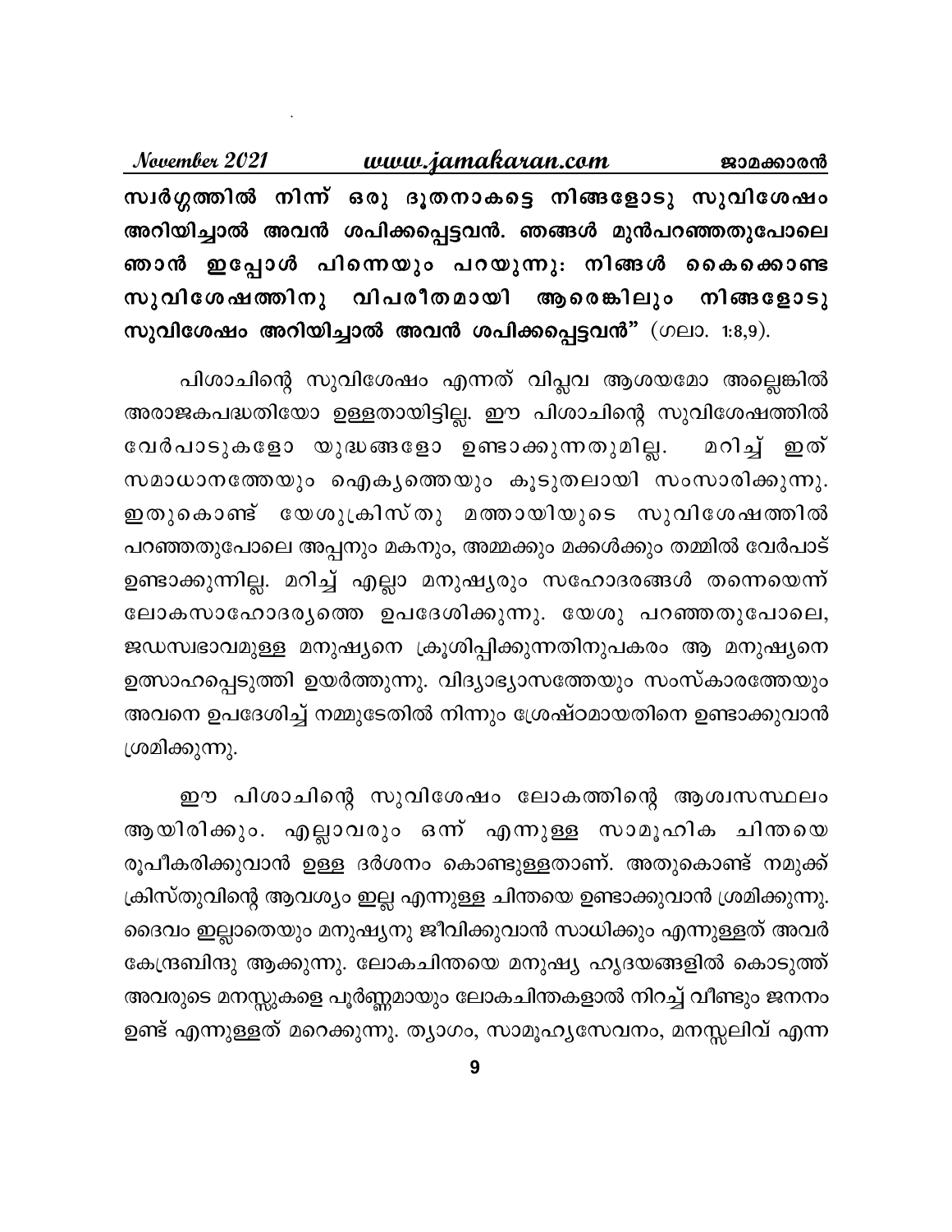**സ്വർഗ്ഗത്തിൽ നിന്ന് ഒരു ദൂതനാകട്ടെ നിങ്ങളോടു സുവിശേഷം അറിയിച്ചാൽ അവൻ ശപിക്കപ്പെട്ടവൻ. ഞങ്ങൾ മുൻപറഞ്ഞതുപോലെ ഞാൻ ഇപ്പോൾ പിന്നെയും പറയുന്നു: നിങ്ങൾ കൈക്കൊണ്ട സുവിശേഷത്തിനു വിപരീതമായി ആരെങ്കിലും നിങ്ങളോടു സുവിശേഷം അറിയിച്ചാൽ അവൻ ശപിക്കപ്പെട്ടവൻ"** (ഗലാ. 1:8,9).

പിശാചിന്റെ സുവിശേഷം എന്നത് വിപ്ലവ ആശയമോ അല്ലെങ്കിൽ അരാജകപദ്ധതിയോ ഉള്ളതായിട്ടില്ല. ഈ പിശാചിന്റെ സുവിശേഷത്തിൽ വേർപാടുകളോ യുദ്ധങ്ങളോ ഉണ്ടാക്കുന്നതുമില്ല. മറിച്ച് ഇത് സമാധാനത്തേയും ഐക്യത്തെയും കൂടുതലായി സംസാരിക്കുന്നു. ഇതുകൊണ്ട് യേശുക്രിസ്തു മത്തായിയുടെ സുവിശേഷത്തിൽ പറഞ്ഞതുപോലെ അപ്പനും മകനും, അമ്മക്കും മക്കൾക്കും തമ്മിൽ വേർപാട് ഉണ്ടാക്കുന്നില്ല. മറിച്ച് എല്ലാ മനുഷ്യരും സഹോദരങ്ങൾ തന്നെയെന്ന് ലോകസാഹോദര്യത്തെ ഉപദേശിക്കുന്നു. യേശു പറഞ്ഞതുപോലെ, ജഡസ്വഭാവമുള്ള മനുഷ്യനെ ക്രൂശിപ്പിക്കുന്നതിനുപകരം ആ മനുഷ്യനെ ഉത്സാഹപ്പെടുത്തി ഉയർത്തുന്നു. വിദ്യാഭ്യാസത്തേയും സംസ്കാരത്തേയും അവനെ ഉപദേശിച്ച് നമ്മുടേതിൽ നിന്നും ശ്രേഷ്ഠമായതിനെ ഉണ്ടാക്കുവാൻ ശ്രമിക്കുന്നു.

ഈ പിശാചിന്റെ സുവിശേഷം ലോകത്തിന്റെ ആശ്വാസസ്ഥലം ആയിരിക്കും. എല്ലാവരും ഒന്ന് എന്നുള്ള സാമൂഹിക ചിന്തയെ രൂപീകരിക്കുവാൻ ഉള്ള ദർശനം കൊണ്ടുള്ളതാണ്. അതുകൊണ്ട് നമുക്ക് ക്രിസ്തുവിന്റെ ആവശ്യം ഇല്ല എന്നുള്ള ചിന്തയെ ഉണ്ടാക്കുവാൻ ശ്രമിക്കുന്നു. ദൈവം ഇല്ലാതെയും മനുഷ്യനു ജീവിക്കുവാൻ സാധിക്കും എന്നുള്ളത് അവർ കേന്ദ്രബിന്ദു ആക്കുന്നു. ലോകചിന്തയെ മനുഷ്യ ഹൃദയങ്ങളിൽ കൊടുത്ത് അവരുടെ മനസ്സുകളെ പൂർണ്ണമായും ലോകചിന്തകളാൽ നിറച്ച് വീണ്ടും ജനനം ഉണ്ട് എന്നുള്ളത് മറെക്കുന്നു. ത്യാഗം, സാമൂഹ്യസേവനം, മനസ്സലിവ് എന്ന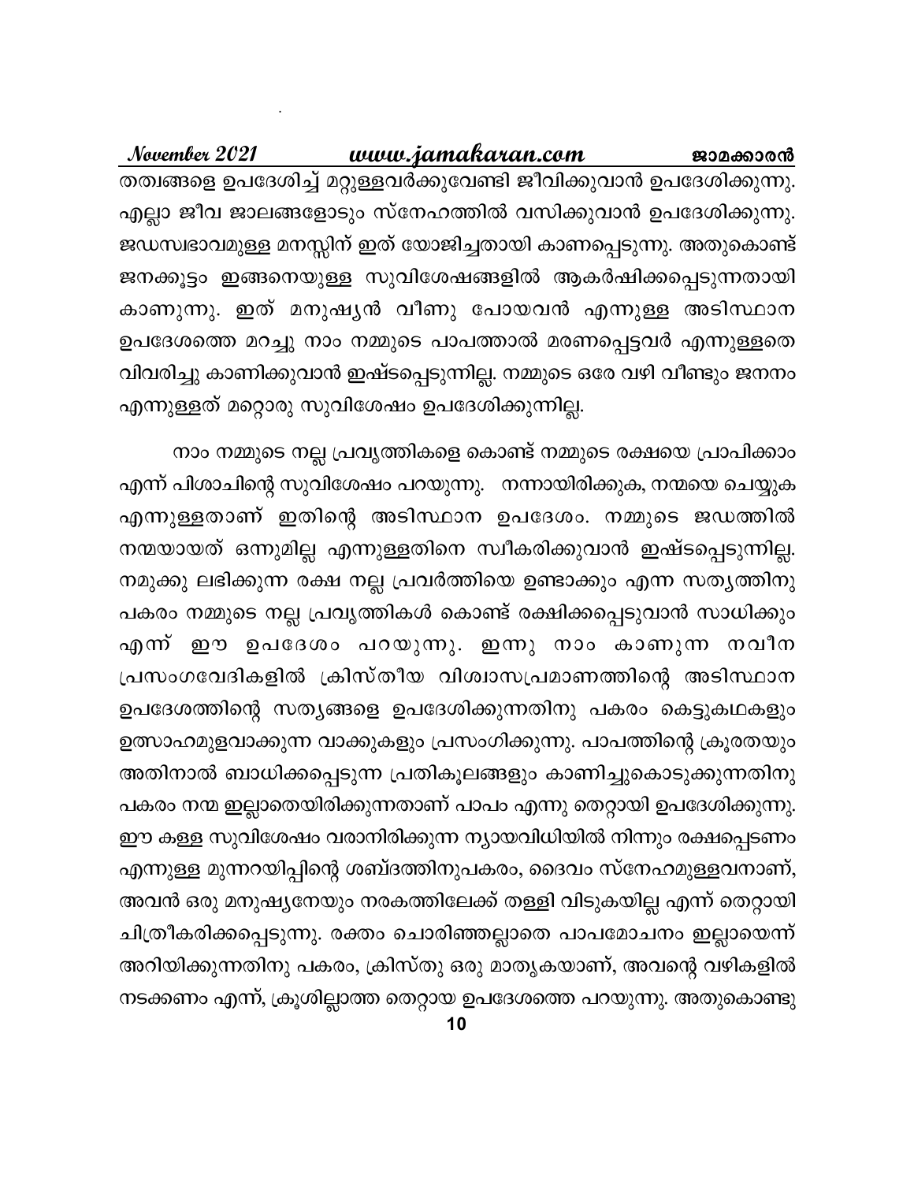തത്വങ്ങളെ ഉപദേശിച്ച് മറ്റുള്ളവർക്കുവേണ്ടി ജീവിക്കുവാൻ ഉപദേശിക്കുന്നു. എല്ലാ ജീവ ജാലങ്ങളോടും സ്നേഹത്തിൽ വസിക്കുവാൻ ഉപദേശിക്കുന്നു. ജഡസ്വഭാവമുള്ള മനസ്സിന് ഇത് യോജിച്ചതായി കാണപ്പെടുന്നു. അതുകൊണ്ട് ജനക്കൂട്ടം ഇങ്ങനെയുള്ള സുവിശേഷങ്ങളിൽ ആകർഷിക്കപ്പെടുന്നതായി കാണുന്നു. ഇത് മനുഷ്യൻ വീണു പോയവൻ എന്നുള്ള അടിസ്ഥാന ഉപദേശത്തെ മറച്ചു നാം നമ്മുടെ പാപത്താൽ മരണപ്പെട്ടവർ എന്നുള്ളതെ വിവരിച്ചു കാണിക്കുവാൻ ഇഷ്ടപ്പെടുന്നില്ല. നമ്മുടെ ഒരേ വഴി വീണ്ടും ജനനം എന്നുള്ളത് മറ്റൊരു സുവിശേഷം ഉപദേശിക്കുന്നില്ല.

നാം നമ്മുടെ നല്ല പ്രവൃത്തികളെ കൊണ്ട് നമ്മുടെ രക്ഷയെ പ്രാപിക്കാം എന്ന് പിശാചിന്റെ സുവിശേഷം പറയുന്നു. നന്നായിരിക്കുക, നന്മയെ ചെയ്യുക എന്നുള്ളതാണ് ഇതിന്റെ അടിസ്ഥാന ഉപദേശം. നമ്മുടെ ജഡത്തിൽ നന്മയായത് ഒന്നുമില്ല എന്നുള്ളതിനെ സ്വീകരിക്കുവാൻ ഇഷ്ടപ്പെടുന്നില്ല. നമുക്കു ലഭിക്കുന്ന രക്ഷ നല്ല പ്രവർത്തിയെ ഉണ്ടാക്കും എന്ന സത്യത്തിനു പകരം നമ്മുടെ നല്ല പ്രവൃത്തികൾ കൊണ്ട് രക്ഷിക്കപ്പെടുവാൻ സാധിക്കും എന്ന് ഈ ഉപദേശം പറയുന്നു. ഇന്നു നാം കാണുന്ന നവീന പ്രസംഗവേദികളിൽ ക്രിസ്തീയ വിശ്വാസപ്രമാണത്തിന്റെ അടിസ്ഥാന ഉപദേശത്തിന്റെ സത്യങ്ങളെ ഉപദേശിക്കുന്നതിനു പകരം കെട്ടുകഥകളും ഉത്സാഹമുളവാക്കുന്ന വാക്കുകളും പ്രസംഗിക്കുന്നു. പാപത്തിന്റെ ക്രൂരതയും അതിനാൽ ബാധിക്കപ്പെടുന്ന പ്രതികൂലങ്ങളും കാണിച്ചുകൊടുക്കുന്നതിനു പകരം നന്മ ഇല്ലാതെയിരിക്കുന്നതാണ് പാപം എന്നു തെറ്റായി ഉപദേശിക്കുന്നു. ഈ കള്ള സുവിശേഷം വരാനിരിക്കുന്ന ന്യായവിധിയിൽ നിന്നും രക്ഷപ്പെടണം എന്നുള്ള മുന്നറയിപ്പിന്റെ ശബ്ദത്തിനുപകരം, ദൈവം സ്നേഹമുള്ളവനാണ്, അവൻ ഒരു മനുഷ്യനേയും നരകത്തിലേക്ക് തള്ളി വിടുകയില്ല എന്ന് തെറ്റായി ചിത്രീകരിക്കപ്പെടുന്നു. രക്തം ചൊരിഞ്ഞല്ലാതെ പാപമോചനം ഇല്ലായെന്ന് അറിയിക്കുന്നതിനു പകരം, ക്രിസ്തു ഒരു മാതൃകയാണ്, അവന്റെ വഴികളിൽ നടക്കണം എന്ന്, ക്രൂശില്ലാത്ത തെറ്റായ ഉപദേശത്തെ പറയുന്നു. അതുകൊണ്ടു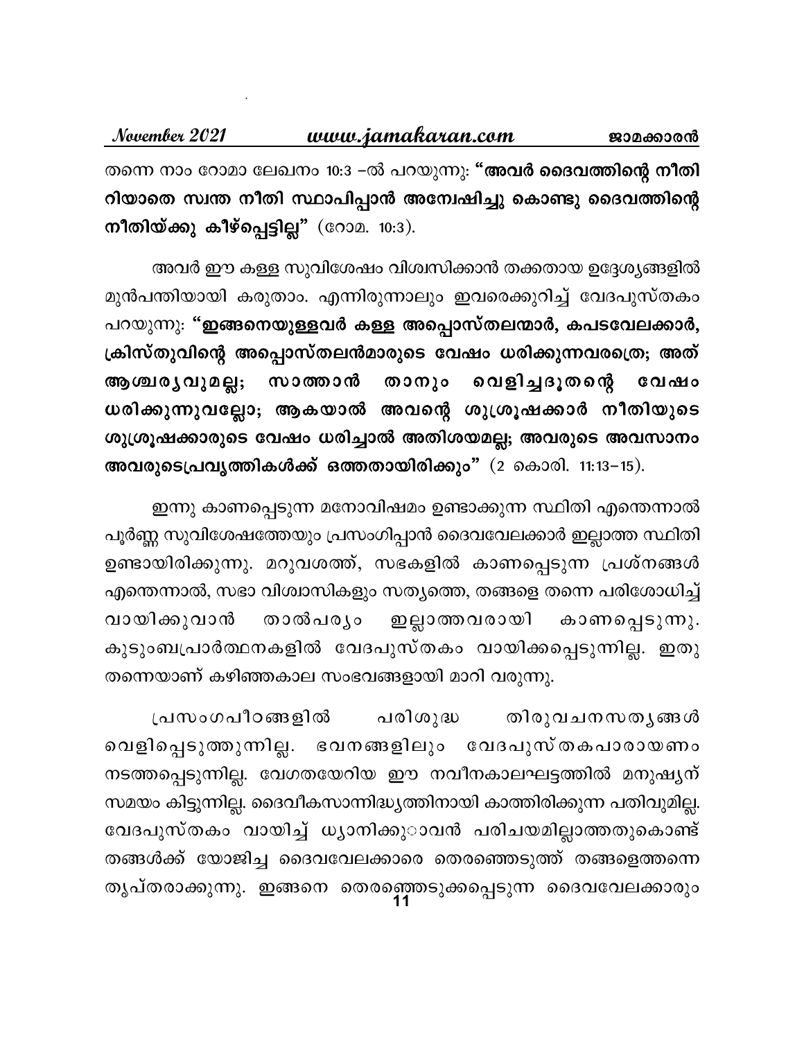തന്നെ നാം റോമാ ലേഖനം 10:3 –ൽ പറയുന്നു: **"അവർ ദൈവത്തിന്റെ നീതി റിയാതെ സ്വന്ത നീതി സ്ഥാപിപ്പാൻ അന്വേഷിച്ചു കൊണ്ടു ദൈവത്തിന്റെ നീതിയ്ക്കു കീഴ്പ്പെട്ടില്ല"** (റോമ. 10:3).

അവർ ഈ കള്ള സുവിശേഷം വിശ്വസിക്കാൻ തക്കതായ ഉദ്ദേശ്യങ്ങളിൽ മുൻപന്തിയായി കരുതാം. എന്നിരുന്നാലും ഇവരെക്കുറിച്ച് വേദപുസ്തകം പറയുന്നു: **"ഇങ്ങനെയുള്ളവർ കള്ള അപ്പൊസ്തലന്മാർ, കപടവേലക്കാർ, ക്രിസ്തുവിന്റെ അപ്പൊസ്തലൻമാരുടെ വേഷം ധരിക്കുന്നവരത്രെ; അത് ആശ്ചര്യവുമല്ല; സാത്താൻ താനും വെളിച്ചദൂതന്റെ വേഷം ധരിക്കുന്നുവല്ലോ; ആകയാൽ അവന്റെ ശുശ്രൂഷക്കാർ നീതിയുടെ ശുശ്രൂഷക്കാരുടെ വേഷം ധരിച്ചാൽ അതിശയമല്ല; അവരുടെ അവസാനം അവരുടെപ്രവൃത്തികൾക്ക് ഒത്തതായിരിക്കും"** (2 കൊരി. 11:13–15).

ഇന്നു കാണപ്പെടുന്ന മനോവിഷമം ഉണ്ടാക്കുന്ന സ്ഥിതി എന്തെന്നാൽ പൂർണ്ണ സുവിശേഷത്തേയും പ്രസംഗിപ്പാൻ ദൈവവേലക്കാർ ഇല്ലാത്ത സ്ഥിതി ഉണ്ടായിരിക്കുന്നു. മറുവശത്ത്, സഭകളിൽ കാണപ്പെടുന്ന പ്രശ്നങ്ങൾ എന്തെന്നാൽ, സഭാ വിശ്വാസികളും സത്യത്തെ, തങ്ങളെ തന്നെ പരിശോധിച്ച് വായിക്കുവാൻ താൽപര്യം ഇല്ലാത്തവരായി കാണപ്പെടുന്നു. കുടുംബപ്രാർത്ഥനകളിൽ വേദപുസ്തകം വായിക്കപ്പെടുന്നില്ല. ഇതു തന്നെയാണ് കഴിഞ്ഞകാല സംഭവങ്ങളായി മാറി വരുന്നു.

പ്രസംഗപീഠങ്ങളിൽ പരിശുദ്ധ തിരുവചനസത്യങ്ങൾ വെളിപ്പെടുത്തുന്നില്ല. ഭവനങ്ങളിലും വേദപുസ്തകപാരായണം നടത്തപ്പെടുന്നില്ല. വേഗതയേറിയ ഈ നവീനകാലഘട്ടത്തിൽ മനുഷ്യന് സമയം കിട്ടുന്നില്ല. ദൈവീകസാന്നിദ്ധ്യത്തിനായി കാത്തിരിക്കുന്ന പതിവുമില്ല. വേദപുസ്തകം വായിച്ച് ധ്യാനിക്കുവാൻ പരിചയമില്ലാത്തതുകൊണ്ട് തങ്ങൾക്ക് യോജിച്ച ദൈവവേലക്കാരെ തെരഞ്ഞെടുത്ത് തങ്ങളെത്തന്നെ തൃപ്തരാക്കുന്നു. ഇങ്ങനെ തെരഞ്ഞെടുക്കപ്പെടുന്ന ദൈവവേലക്കാരും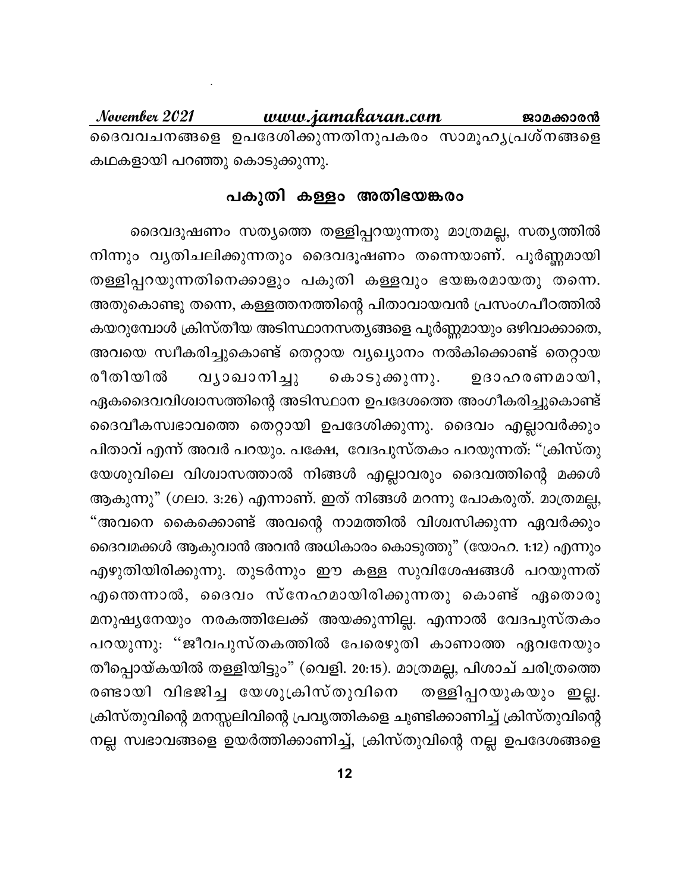ദൈവവചനങ്ങളെ ഉപദേശിക്കുന്നതിനുപകരം സാമൂഹ്യപ്രശ്നങ്ങളെ കഥകളായി പറഞ്ഞു കൊടുക്കുന്നു.

## പകുതി കള്ളം അതിഭയങ്കരം

ദൈവദൂഷണം സത്യത്തെ തള്ളിപ്പറയുന്നതു മാത്രമല്ല, സത്യത്തിൽ നിന്നും വ്യതിചലിക്കുന്നതും ദൈവദൂഷണം തന്നെയാണ്. പൂർണ്ണമായി തള്ളിപ്പറയുന്നതിനെക്കാളും പകുതി കള്ളവും ഭയങ്കരമായതു തന്നെ. അതുകൊണ്ടു തന്നെ, കള്ളത്തനത്തിന്റെ പിതാവായവൻ പ്രസംഗപീഠത്തിൽ കയറുമ്പോൾ ക്രിസ്തീയ അടിസ്ഥാനസത്യങ്ങളെ പൂർണ്ണമായും ഒഴിവാക്കാതെ, അവയെ സ്വീകരിച്ചുകൊണ്ട് തെറ്റായ വ്യഖ്യാനം നൽകിക്കൊണ്ട് തെറ്റായ രീതിയിൽ വ്യാഖാനിച്ചു കൊടുക്കുന്നു. ഉദാഹരണമായി, ഏകദൈവവിശ്വാസത്തിന്റെ അടിസ്ഥാന ഉപദേശത്തെ അംഗീകരിച്ചുകൊണ്ട് ദൈവീകസ്വഭാവത്തെ തെറ്റായി ഉപദേശിക്കുന്നു. ദൈവം എല്ലാവർക്കും പിതാവ് എന്ന് അവർ പറയും. പക്ഷേ, വേദപുസ്തകം പറയുന്നത്: "ക്രിസ്തു യേശുവിലെ വിശ്വാസത്താൽ നിങ്ങൾ എല്ലാവരും ദൈവത്തിന്റെ മക്കൾ ആകുന്നു" (ഗലാ. 3:26) എന്നാണ്. ഇത് നിങ്ങൾ മറന്നു പോകരുത്. മാത്രമല്ല, "അവനെ കൈക്കൊണ്ട് അവന്റെ നാമത്തിൽ വിശ്വസിക്കുന്ന ഏവർക്കും ദൈവമക്കൾ ആകുവാൻ അവൻ അധികാരം കൊടുത്തു" (യോഹ. 1:12) എന്നും എഴുതിയിരിക്കുന്നു. തുടർന്നും ഈ കള്ള സുവിശേഷങ്ങൾ പറയുന്നത് എന്തെന്നാൽ, ദൈവം സ്നേഹമായിരിക്കുന്നതു കൊണ്ട് ഏതൊരു മനുഷ്യനേയും നരകത്തിലേക്ക് അയക്കുന്നില്ല. എന്നാൽ വേദപുസ്തകം പറയുന്നു: "ജീവപുസ്തകത്തിൽ പേരെഴുതി കാണാത്ത ഏവനേയും തീപ്പൊയ്കയിൽ തള്ളിയിട്ടും" (വെളി. 20:15). മാത്രമല്ല, പിശാച് ചരിത്രത്തെ രണ്ടായി വിഭജിച്ച യേശുക്രിസ്തുവിനെ തള്ളിപ്പറയുകയും ഇല്ല. ക്രിസ്തുവിന്റെ മനസ്സലിവിന്റെ പ്രവൃത്തികളെ ചൂണ്ടിക്കാണിച്ച് ക്രിസ്തുവിന്റെ നല്ല സ്വഭാവങ്ങളെ ഉയർത്തിക്കാണിച്ച്, ക്രിസ്തുവിന്റെ നല്ല ഉപദേശങ്ങളെ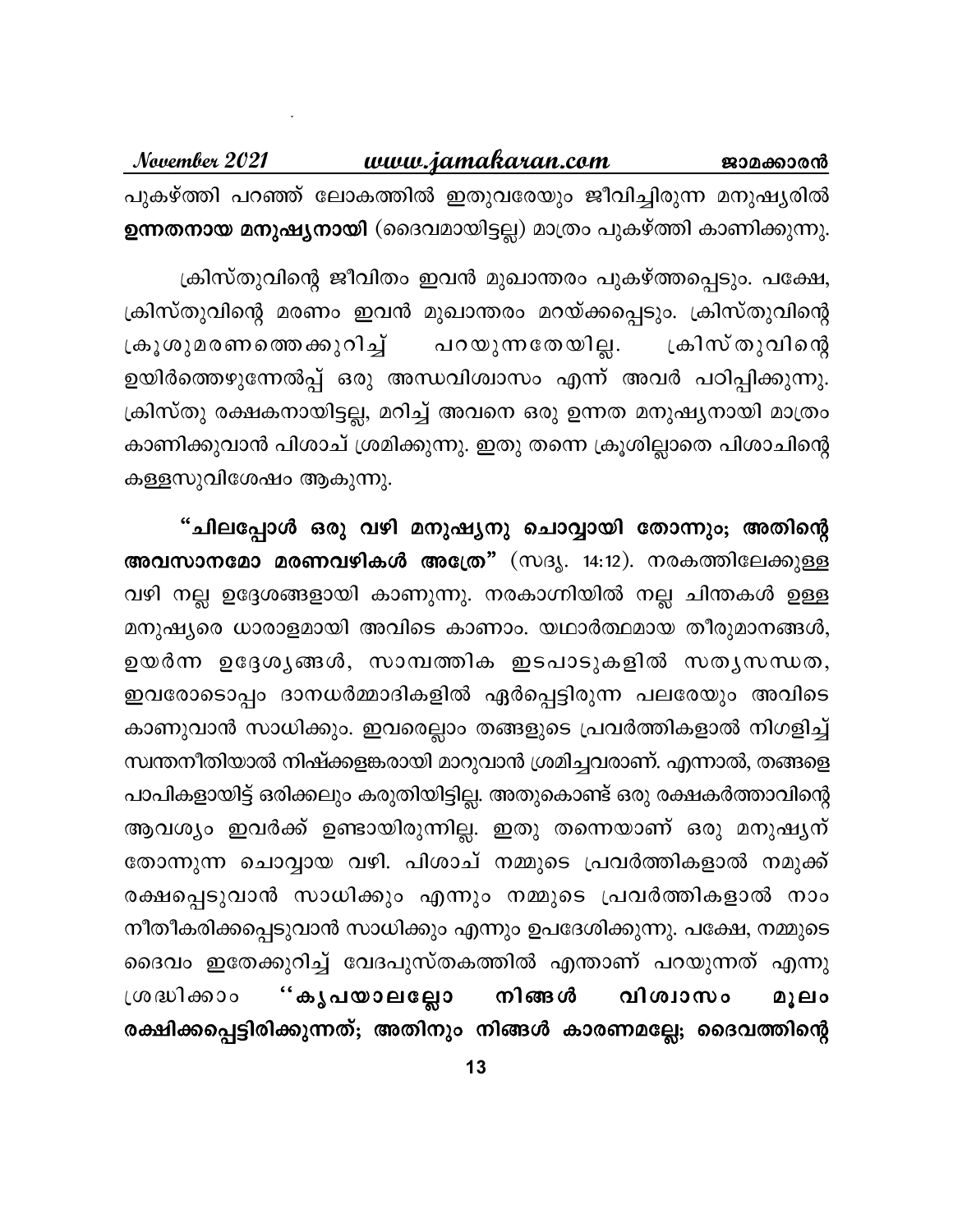പുകഴ്ത്തി പറഞ്ഞ് ലോകത്തിൽ ഇതുവരേയും ജീവിച്ചിരുന്ന മനുഷ്യരിൽ **ഉന്നതനായ മനുഷ്യനായി** (ദൈവമായിട്ടല്ല) മാത്രം പുകഴ്ത്തി കാണിക്കുന്നു.

ക്രിസ്തുവിന്റെ ജീവിതം ഇവൻ മുഖാന്തരം പുകഴ്ത്തപ്പെടും. പക്ഷേ, ക്രിസ്തുവിന്റെ മരണം ഇവൻ മുഖാന്തരം മറയ്ക്കപ്പെടും. ക്രിസ്തുവിന്റെ ക്രൂശുമരണത്തെക്കുറിച്ച് പറയുന്നതേയില്ല. ക്രിസ്തുവിന്റെ ഉയിർത്തെഴുന്നേൽപ്പ് ഒരു അന്ധവിശ്വാസം എന്ന് അവർ പഠിപ്പിക്കുന്നു. ക്രിസ്തു രക്ഷകനായിട്ടല്ല, മറിച്ച് അവനെ ഒരു ഉന്നത മനുഷ്യനായി മാത്രം കാണിക്കുവാൻ പിശാച് ശ്രമിക്കുന്നു. ഇതു തന്നെ ക്രൂശില്ലാതെ പിശാചിന്റെ കള്ളസുവിശേഷം ആകുന്നു.

**"ചിലപ്പോൾ ഒരു വഴി മനുഷ്യനു ചൊവ്വായി തോന്നും; അതിന്റെ അവസാനമോ മരണവഴികൾ അത്രേ"** (സദൃ. 14:12). നരകത്തിലേക്കുള്ള വഴി നല്ല ഉദ്ദേശങ്ങളായി കാണുന്നു. നരകാഗ്നിയിൽ നല്ല ചിന്തകൾ ഉള്ള മനുഷ്യരെ ധാരാളമായി അവിടെ കാണാം. യഥാർത്ഥമായ തീരുമാനങ്ങൾ, ഉയർന്ന ഉദ്ദേശ്യങ്ങൾ, സാമ്പത്തിക ഇടപാടുകളിൽ സത്യസന്ധത, ഇവരോടൊപ്പം ദാനധർമ്മാദികളിൽ ഏർപ്പെട്ടിരുന്ന പലരേയും അവിടെ കാണുവാൻ സാധിക്കും. ഇവരെല്ലാം തങ്ങളുടെ പ്രവർത്തികളാൽ നിഗളിച്ച് സ്വന്തനീതിയാൽ നിഷ്ക്കളങ്കരായി മാറുവാൻ ശ്രമിച്ചവരാണ്. എന്നാൽ, തങ്ങളെ പാപികളായിട്ട് ഒരിക്കലും കരുതിയിട്ടില്ല. അതുകൊണ്ട് ഒരു രക്ഷകർത്താവിന്റെ ആവശ്യം ഇവർക്ക് ഉണ്ടായിരുന്നില്ല. ഇതു തന്നെയാണ് ഒരു മനുഷ്യന് തോന്നുന്ന ചൊവ്വായ വഴി. പിശാച് നമ്മുടെ പ്രവർത്തികളാൽ നമുക്ക് രക്ഷപ്പെടുവാൻ സാധിക്കും എന്നും നമ്മുടെ പ്രവർത്തികളാൽ നാം നീതീകരിക്കപ്പെടുവാൻ സാധിക്കും എന്നും ഉപദേശിക്കുന്നു. പക്ഷേ, നമ്മുടെ ദൈവം ഇതേക്കുറിച്ച് വേദപുസ്തകത്തിൽ എന്താണ് പറയുന്നത് എന്നു ശ്രദ്ധിക്കാം **''കൃപയാലല്ലോ നിങ്ങൾ വിശ്വാസം മൂലം രക്ഷിക്കപ്പെട്ടിരിക്കുന്നത്; അതിനും നിങ്ങൾ കാരണമല്ലേ; ദൈവത്തിന്റെ**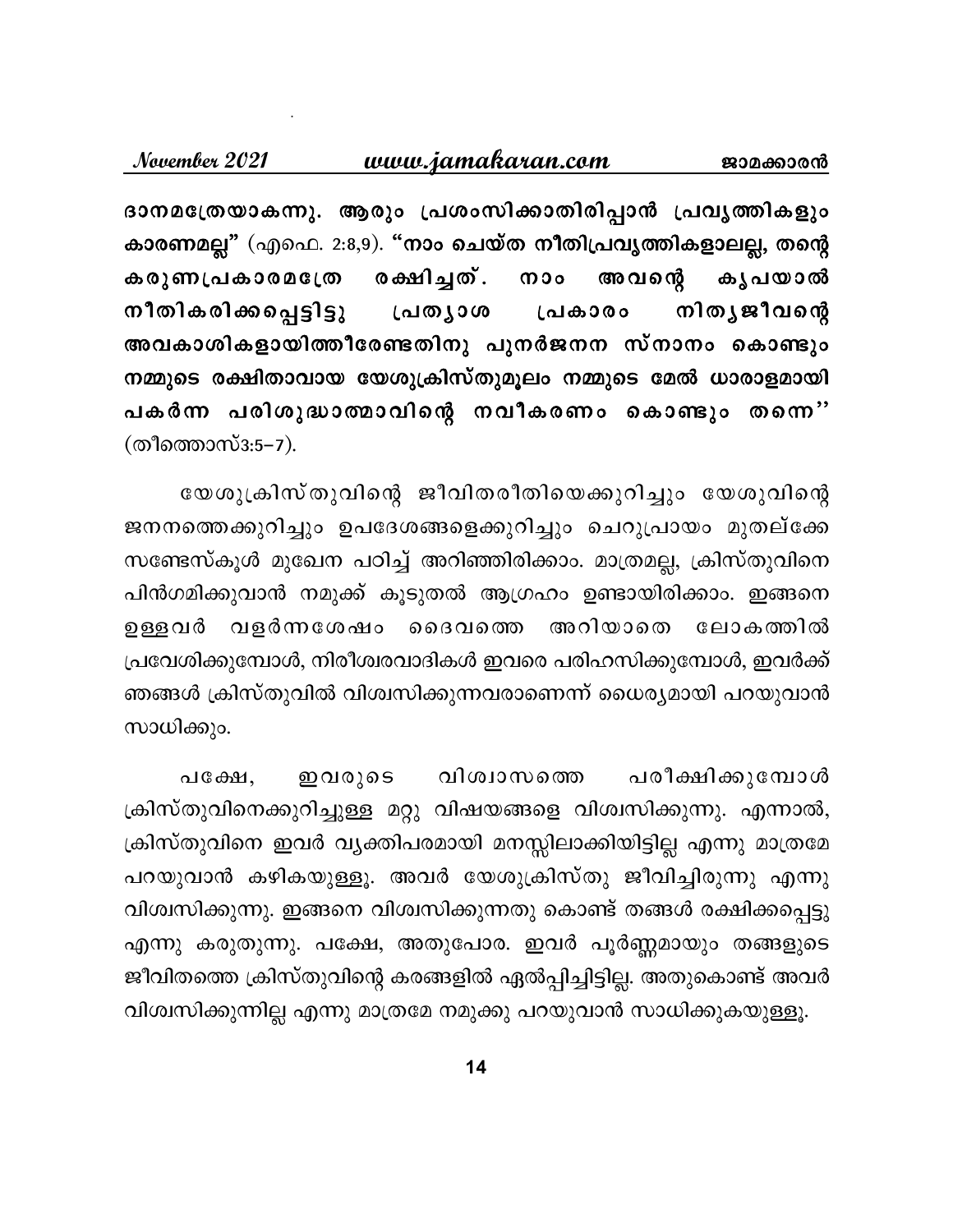**ദാനമത്രേയാകുന്നു. ആരും പ്രശംസിക്കാതിരിപ്പാൻ പ്രവൃത്തികളും കാരണമല്ല"** (എഫെ. 2:8,9). **"നാം ചെയ്ത നീതിപ്രവൃത്തികളാലല്ല, തന്റെ കരുണപ്രകാരമത്രേ രക്ഷിച്ചത്. നാം അവന്റെ കൃപയാൽ നീതികരിക്കപ്പെട്ടിട്ടു പ്രത്യാശ പ്രകാരം നിത്യജീവന്റെ അവകാശികളായിത്തീരേണ്ടതിനു പുനർജനന സ്നാനം കൊണ്ടും നമ്മുടെ രക്ഷിതാവായ യേശുക്രിസ്തുമൂലം നമ്മുടെ മേൽ ധാരാളമായി പകർന്ന പരിശുദ്ധാത്മാവിന്റെ നവീകരണം കൊണ്ടും തന്നെ''** (തീത്തൊസ്3:5–7).

യേശുക്രിസ്തുവിന്റെ ജീവിതരീതിയെക്കുറിച്ചും യേശുവിന്റെ ജനനത്തെക്കുറിച്ചും ഉപദേശങ്ങളെക്കുറിച്ചും ചെറുപ്രായം മുതല്ക്കേ സണ്ടേസ്കൂൾ മുഖേന പഠിച്ച് അറിഞ്ഞിരിക്കാം. മാത്രമല്ല, ക്രിസ്തുവിനെ പിൻഗമിക്കുവാൻ നമുക്ക് കൂടുതൽ ആഗ്രഹം ഉണ്ടായിരിക്കാം. ഇങ്ങനെ ഉള്ളവർ വളർന്നശേഷം ദൈവത്തെ അറിയാതെ ലോകത്തിൽ പ്രവേശിക്കുമ്പോൾ, നിരീശ്വരവാദികൾ ഇവരെ പരിഹസിക്കുമ്പോൾ, ഇവർക്ക് ഞങ്ങൾ ക്രിസ്തുവിൽ വിശ്വസിക്കുന്നവരാണെന്ന് ധൈര്യമായി പറയുവാൻ സാധിക്കും.

പക്ഷേ, ഇവരുടെ വിശ്വാസത്തെ പരീക്ഷിക്കുമ്പോൾ ക്രിസ്തുവിനെക്കുറിച്ചുള്ള മറ്റു വിഷയങ്ങളെ വിശ്വസിക്കുന്നു. എന്നാൽ, ക്രിസ്തുവിനെ ഇവർ വ്യക്തിപരമായി മനസ്സിലാക്കിയിട്ടില്ല എന്നു മാത്രമേ പറയുവാൻ കഴികയുള്ളൂ. അവർ യേശുക്രിസ്തു ജീവിച്ചിരുന്നു എന്നു വിശ്വസിക്കുന്നു. ഇങ്ങനെ വിശ്വസിക്കുന്നതു കൊണ്ട് തങ്ങൾ രക്ഷിക്കപ്പെട്ടു എന്നു കരുതുന്നു. പക്ഷേ, അതുപോരാ. ഇവർ പൂർണ്ണമായും തങ്ങളുടെ ജീവിതത്തെ ക്രിസ്തുവിന്റെ കരങ്ങളിൽ ഏൽപ്പിച്ചിട്ടില്ല. അതുകൊണ്ട് അവർ വിശ്വസിക്കുന്നില്ല എന്നു മാത്രമേ നമുക്കു പറയുവാൻ സാധിക്കുകയുള്ളൂ.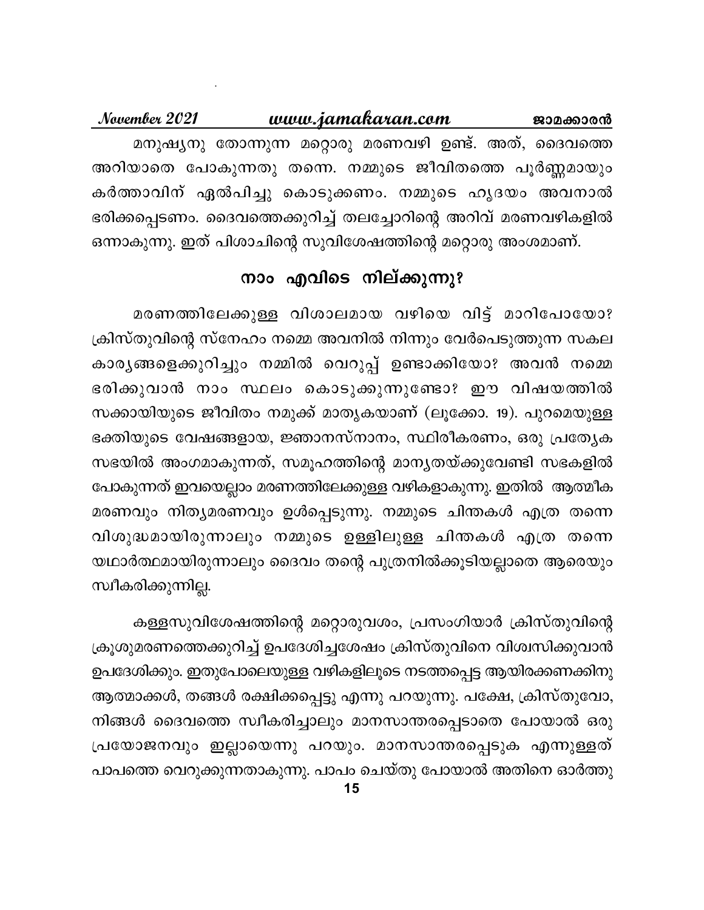മനുഷ്യനു തോന്നുന്ന മറ്റൊരു മരണവഴി ഉണ്ട്. അത്, ദൈവത്തെ അറിയാതെ പോകുന്നതു തന്നെ. നമ്മുടെ ജീവിതത്തെ പൂർണ്ണമായും കർത്താവിന് ഏൽപിച്ചു കൊടുക്കണം. നമ്മുടെ ഹൃദയം അവനാൽ ഭരിക്കപ്പെടണം. ദൈവത്തെക്കുറിച്ച് തലച്ചോറിന്റെ അറിവ് മരണവഴികളിൽ ഒന്നാകുന്നു. ഇത് പിശാചിന്റെ സുവിശേഷത്തിന്റെ മറ്റൊരു അംശമാണ്.

## നാം എവിടെ നില്ക്കുന്നു?

മരണത്തിലേക്കുള്ള വിശാലമായ വഴിയെ വിട്ട് മാറിപോയോ? ക്രിസ്തുവിന്റെ സ്നേഹം നമ്മെ അവനിൽ നിന്നും വേർപെടുത്തുന്ന സകല കാര്യങ്ങളെക്കുറിച്ചും നമ്മിൽ വെറുപ്പ് ഉണ്ടാക്കിയോ? അവൻ നമ്മെ ഭരിക്കുവാൻ നാം സ്ഥലം കൊടുക്കുന്നുണ്ടോ? ഈ വിഷയത്തിൽ സക്കായിയുടെ ജീവിതം നമുക്ക് മാതൃകയാണ് (ലൂക്കോ. 19). പുറമെയുള്ള ഭക്തിയുടെ വേഷങ്ങളായ, ജ്ഞാനസ്നാനം, സ്ഥിരീകരണം, ഒരു പ്രത്യേക സഭയിൽ അംഗമാകുന്നത്, സമൂഹത്തിന്റെ മാന്യതയ്ക്കുവേണ്ടി സഭകളിൽ പോകുന്നത് ഇവയെല്ലാം മരണത്തിലേക്കുള്ള വഴികളാകുന്നു. ഇതിൽ ആത്മീക മരണവും നിത്യമരണവും ഉൾപ്പെടുന്നു. നമ്മുടെ ചിന്തകൾ എത്ര തന്നെ വിശുദ്ധമായിരുന്നാലും നമ്മുടെ ഉള്ളിലുള്ള ചിന്തകൾ എത്ര തന്നെ യഥാർത്ഥമായിരുന്നാലും ദൈവം തന്റെ പുത്രനിൽക്കൂടിയല്ലാതെ ആരെയും സ്വീകരിക്കുന്നില്ല.

കള്ളസുവിശേഷത്തിന്റെ മറ്റൊരുവശം, പ്രസംഗിയാർ ക്രിസ്തുവിന്റെ ക്രൂശുമരണത്തെക്കുറിച്ച് ഉപദേശിച്ചശേഷം ക്രിസ്തുവിനെ വിശ്വസിക്കുവാൻ ഉപദേശിക്കും. ഇതുപോലെയുള്ള വഴികളിലൂടെ നടത്തപ്പെട്ട ആയിരക്കണക്കിനു ആത്മാക്കൾ, തങ്ങൾ രക്ഷിക്കപ്പെട്ടു എന്നു പറയുന്നു. പക്ഷേ, ക്രിസ്തുവോ, നിങ്ങൾ ദൈവത്തെ സ്വീകരിച്ചാലും മാനസാന്തരപ്പെടാതെ പോയാൽ ഒരു പ്രയോജനവും ഇല്ലായെന്നു പറയും. മാനസാന്തരപ്പെടുക എന്നുള്ളത് പാപത്തെ വെറുക്കുന്നതാകുന്നു. പാപം ചെയ്തു പോയാൽ അതിനെ ഓർത്തു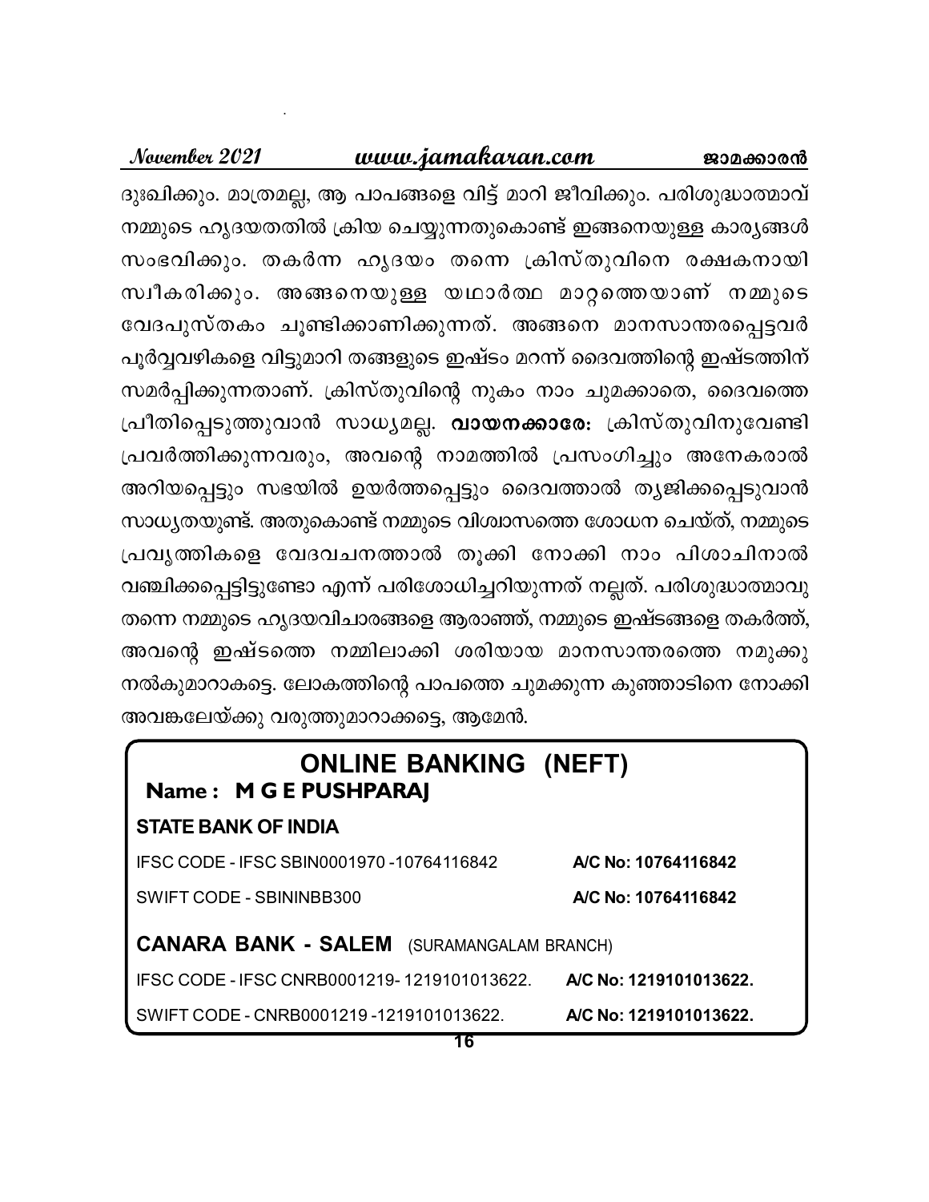ദുഃഖിക്കും. മാത്രമല്ല, ആ പാപങ്ങളെ വിട്ട് മാറി ജീവിക്കും. പരിശുദ്ധാത്മാവ് നമ്മുടെ ഹൃദയതതിൽ ക്രിയ ചെയ്യുന്നതുകൊണ്ട് ഇങ്ങനെയുള്ള കാര്യങ്ങൾ സംഭവിക്കും. തകർന്ന ഹൃദയം തന്നെ ക്രിസ്തുവിനെ രക്ഷകനായി സ്വീകരിക്കും. അങ്ങനെയുള്ള യഥാർത്ഥ മാറ്റത്തെയാണ് നമ്മുടെ വേദപുസ്തകം ചൂണ്ടിക്കാണിക്കുന്നത്. അങ്ങനെ മാനസാന്തരപ്പെട്ടവർ പൂർവ്വവഴികളെ വിട്ടുമാറി തങ്ങളുടെ ഇഷ്ടം മറന്ന് ദൈവത്തിന്റെ ഇഷ്ടത്തിന് സമർപ്പിക്കുന്നതാണ്. ക്രിസ്തുവിന്റെ നുകം നാം ചുമക്കാതെ, ദൈവത്തെ പ്രീതിപ്പെടുത്തുവാൻ സാധ്യമല്ല. **വായനക്കാരേ:** ക്രിസ്തുവിനുവേണ്ടി പ്രവർത്തിക്കുന്നവരും, അവന്റെ നാമത്തിൽ പ്രസംഗിച്ചും അനേകരാൽ അറിയപ്പെട്ടും സഭയിൽ ഉയർത്തപ്പെട്ടും ദൈവത്താൽ ത്യജിക്കപ്പെടുവാൻ സാധ്യതയുണ്ട്. അതുകൊണ്ട് നമ്മുടെ വിശ്വാസത്തെ ശോധന ചെയ്ത്, നമ്മുടെ പ്രവൃത്തികളെ വേദവചനത്താൽ തൂക്കി നോക്കി നാം പിശാചിനാൽ വഞ്ചിക്കപ്പെട്ടിട്ടുണ്ടോ എന്ന് പരിശോധിച്ചറിയുന്നത് നല്ലത്. പരിശുദ്ധാത്മാവു തന്നെ നമ്മുടെ ഹൃദയവിചാരങ്ങളെ ആരാഞ്ഞ്, നമ്മുടെ ഇഷ്ടങ്ങളെ തകർത്ത്, അവന്റെ ഇഷ്ടത്തെ നമ്മിലാക്കി ശരിയായ മാനസാന്തരത്തെ നമുക്കു നൽകുമാറാകട്ടെ. ലോകത്തിന്റെ പാപത്തെ ചുമക്കുന്ന കുഞ്ഞാടിനെ നോക്കി അവങ്കലേയ്ക്കു വരുത്തുമാറാക്കട്ടെ, ആമേൻ.

## ONLINE BANKING (NEFT)

**Name : M G E PUSHPARAJ**

**STATE BANK OF INDIA**

| | |
|---|---|
| IFSC CODE - IFSC SBIN0001970 -10764116842 | A/C No: 10764116842 |
| SWIFT CODE - SBININBB300 | A/C No: 10764116842 |

**CANARA BANK - SALEM** (SURAMANGALAM BRANCH)

| | |
|---|---|
| IFSC CODE - IFSC CNRB0001219- 1219101013622. | A/C No: 1219101013622. |
| SWIFT CODE - CNRB0001219 -1219101013622. | A/C No: 1219101013622. |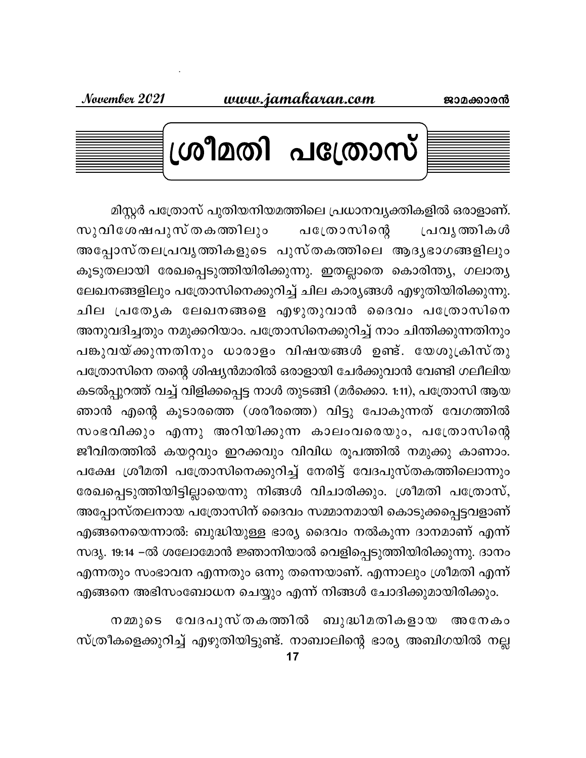# ശ്രീമതി പത്രോസ്

മിസ്റ്റർ പത്രോസ് പുതിയനിയമത്തിലെ പ്രധാനവ്യക്തികളിൽ ഒരാളാണ്. സുവിശേഷപുസ്തകത്തിലും പത്രോസിന്റെ പ്രവൃത്തികൾ അപ്പോസ്തലപ്രവൃത്തികളുടെ പുസ്തകത്തിലെ ആദ്യഭാഗങ്ങളിലും കൂടുതലായി രേഖപ്പെടുത്തിയിരിക്കുന്നു. ഇതല്ലാതെ കൊരിന്ത്യ, ഗലാത്യ ലേഖനങ്ങളിലും പത്രോസിനെക്കുറിച്ച് ചില കാര്യങ്ങൾ എഴുതിയിരിക്കുന്നു. ചില പ്രത്യേക ലേഖനങ്ങളെ എഴുതുവാൻ ദൈവം പത്രോസിനെ അനുവദിച്ചതും നമുക്കറിയാം. പത്രോസിനെക്കുറിച്ച് നാം ചിന്തിക്കുന്നതിനും പങ്കുവയ്ക്കുന്നതിനും ധാരാളം വിഷയങ്ങൾ ഉണ്ട്. യേശുക്രിസ്തു പത്രോസിനെ തന്റെ ശിഷ്യൻമാരിൽ ഒരാളായി ചേർക്കുവാൻ വേണ്ടി ഗലീലിയ കടൽപ്പുറത്ത് വച്ച് വിളിക്കപ്പെട്ട നാൾ തുടങ്ങി (മർക്കൊ. 1:11), പത്രോസ് ആയ ഞാൻ എന്റെ കൂടാരത്തെ (ശരീരത്തെ) വിട്ടു പോകുന്നത് വേഗത്തിൽ സംഭവിക്കും എന്നു അറിയിക്കുന്ന കാലംവരെയും, പത്രോസിന്റെ ജീവിതത്തിൽ കയറ്റവും ഇറക്കവും വിവിധ രൂപത്തിൽ നമുക്കു കാണാം. പക്ഷേ ശ്രീമതി പത്രോസിനെക്കുറിച്ച് നേരിട്ട് വേദപുസ്തകത്തിലൊന്നും രേഖപ്പെടുത്തിയിട്ടില്ലായെന്നു നിങ്ങൾ വിചാരിക്കും. ശ്രീമതി പത്രോസ്, അപ്പോസ്തലനായ പത്രോസിന് ദൈവം സമ്മാനമായി കൊടുക്കപ്പെട്ടവളാണ് എങ്ങനെയെന്നാൽ: ബുദ്ധിയുള്ള ഭാര്യ ദൈവം നൽകുന്ന ദാനമാണ് എന്ന് സദൃ. 19:14 –ൽ ശലോമോൻ ജ്ഞാനിയാൽ വെളിപ്പെടുത്തിയിരിക്കുന്നു. ദാനം എന്നതും സംഭാവന എന്നതും ഒന്നു തന്നെയാണ്. എന്നാലും ശ്രീമതി എന്ന് എങ്ങനെ അഭിസംബോധന ചെയ്യും എന്ന് നിങ്ങൾ ചോദിക്കുമായിരിക്കും.

നമ്മുടെ വേദപുസ്തകത്തിൽ ബുദ്ധിമതികളായ അനേകം സ്ത്രീകളെക്കുറിച്ച് എഴുതിയിട്ടുണ്ട്. നാബാലിന്റെ ഭാര്യ അബിഗയിൽ നല്ല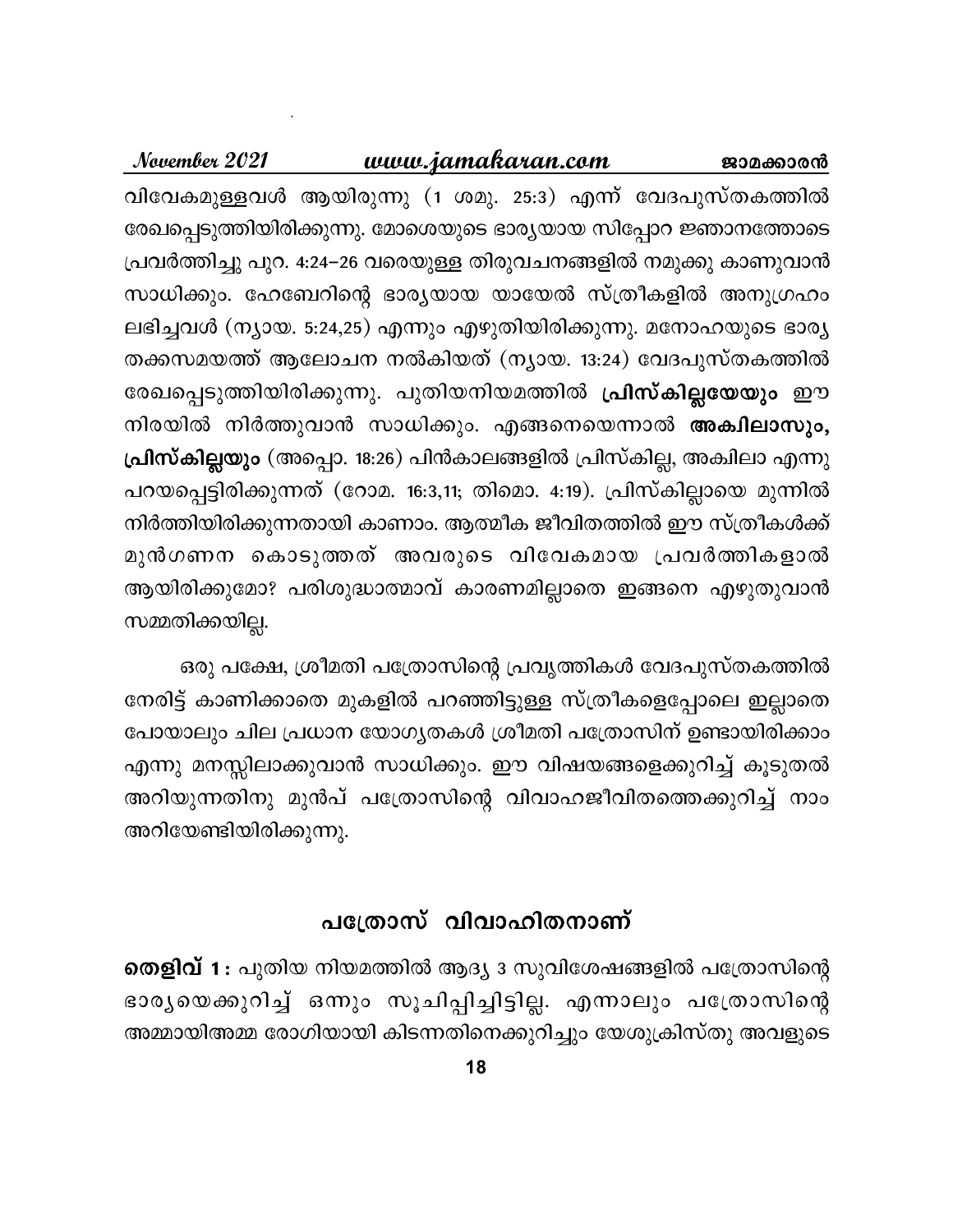വിവേകമുള്ളവൾ ആയിരുന്നു (1 ശമു. 25:3) എന്ന് വേദപുസ്തകത്തിൽ രേഖപ്പെടുത്തിയിരിക്കുന്നു. മോശെയുടെ ഭാര്യയായ സിപ്പോറ ജ്ഞാനത്തോടെ പ്രവർത്തിച്ചു പുറ. 4:24–26 വരെയുള്ള തിരുവചനങ്ങളിൽ നമുക്കു കാണുവാൻ സാധിക്കും. ഹേബേറിന്റെ ഭാര്യയായ യായേൽ സ്ത്രീകളിൽ അനുഗ്രഹം ലഭിച്ചവൾ (ന്യായ. 5:24,25) എന്നും എഴുതിയിരിക്കുന്നു. മനോഹയുടെ ഭാര്യ തക്കസമയത്ത് ആലോചന നൽകിയത് (ന്യായ. 13:24) വേദപുസ്തകത്തിൽ രേഖപ്പെടുത്തിയിരിക്കുന്നു. പുതിയനിയമത്തിൽ **പ്രിസ്കില്ലയേയും** ഈ നിരയിൽ നിർത്തുവാൻ സാധിക്കും. എങ്ങനെയെന്നാൽ **അകിലാസും, പ്രിസ്കില്ലയും** (അപ്പൊ. 18:26) പിൻകാലങ്ങളിൽ പ്രിസ്കില്ല, അകിലാ എന്നു പറയപ്പെട്ടിരിക്കുന്നത് (റോമ. 16:3,11; തിമൊ. 4:19). പ്രിസ്കില്ലായെ മുന്നിൽ നിർത്തിയിരിക്കുന്നതായി കാണാം. ആത്മീക ജീവിതത്തിൽ ഈ സ്ത്രീകൾക്ക് മുൻഗണന കൊടുത്തത് അവരുടെ വിവേകമായ പ്രവർത്തികളാൽ ആയിരിക്കുമോ? പരിശുദ്ധാത്മാവ് കാരണമില്ലാതെ ഇങ്ങനെ എഴുതുവാൻ സമ്മതിക്കയില്ല.

ഒരു പക്ഷേ, ശ്രീമതി പത്രോസിന്റെ പ്രവൃത്തികൾ വേദപുസ്തകത്തിൽ നേരിട്ട് കാണിക്കാതെ മുകളിൽ പറഞ്ഞിട്ടുള്ള സ്ത്രീകളെപ്പോലെ ഇല്ലാതെ പോയാലും ചില പ്രധാന യോഗ്യതകൾ ശ്രീമതി പത്രോസിന് ഉണ്ടായിരിക്കാം എന്നു മനസ്സിലാക്കുവാൻ സാധിക്കും. ഈ വിഷയങ്ങളെക്കുറിച്ച് കൂടുതൽ അറിയുന്നതിനു മുൻപ് പത്രോസിന്റെ വിവാഹജീവിതത്തെക്കുറിച്ച് നാം അറിയേണ്ടിയിരിക്കുന്നു.

## പത്രോസ് വിവാഹിതനാണ്

**തെളിവ് 1 :** പുതിയ നിയമത്തിൽ ആദ്യ 3 സുവിശേഷങ്ങളിൽ പത്രോസിന്റെ ഭാര്യയെക്കുറിച്ച് ഒന്നും സൂചിപ്പിച്ചിട്ടില്ല. എന്നാലും പത്രോസിന്റെ അമ്മായിഅമ്മ രോഗിയായി കിടന്നതിനെക്കുറിച്ചും യേശുക്രിസ്തു അവളുടെ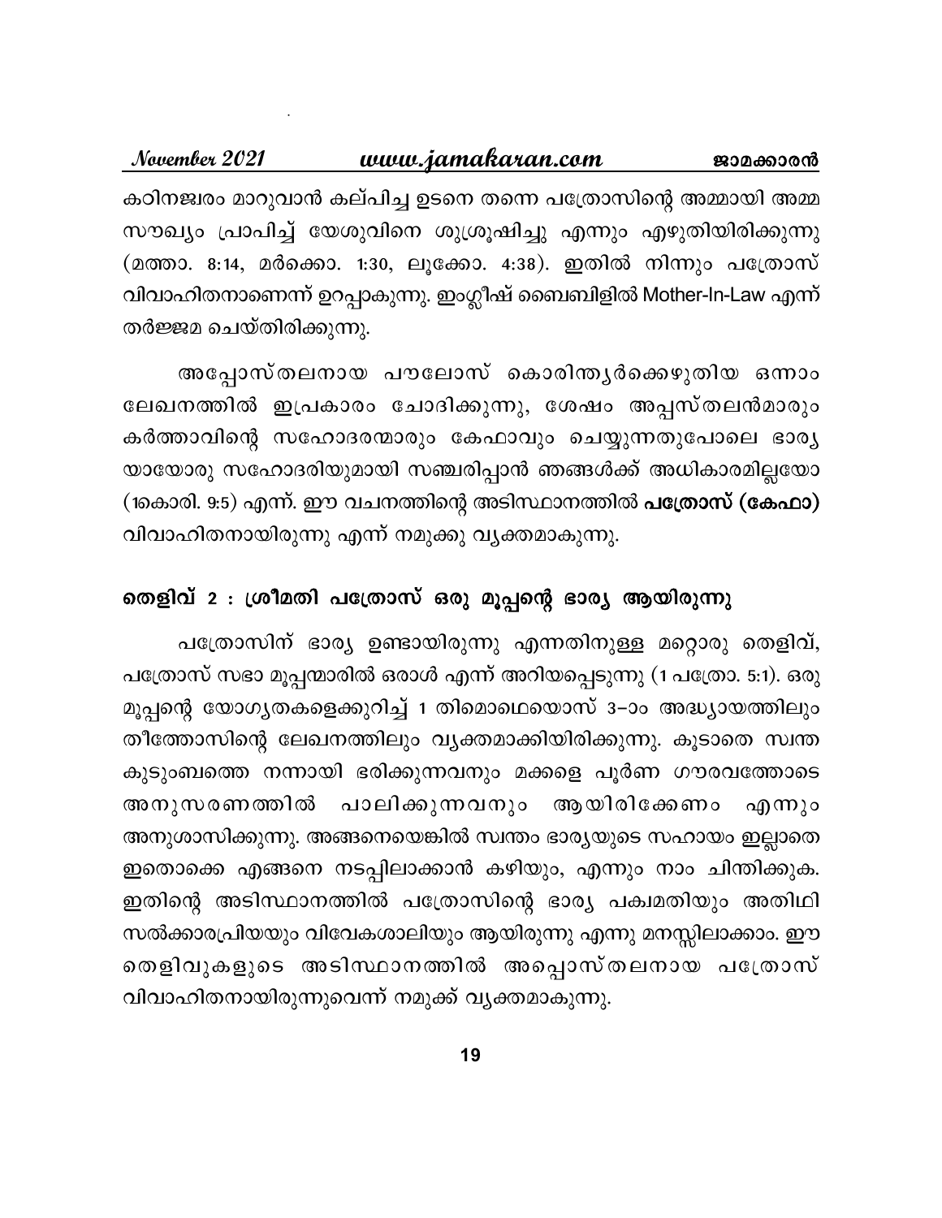കഠിനജ്വരം മാറുവാൻ കല്പിച്ച ഉടനെ തന്നെ പത്രോസിന്റെ അമ്മായി അമ്മ സൗഖ്യം പ്രാപിച്ച് യേശുവിനെ ശുശ്രൂഷിച്ചു എന്നും എഴുതിയിരിക്കുന്നു (മത്താ. 8:14, മർക്കൊ. 1:30, ലൂക്കോ. 4:38). ഇതിൽ നിന്നും പത്രോസ് വിവാഹിതനാണെന്ന് ഉറപ്പാകുന്നു. ഇംഗ്ലീഷ് ബൈബിളിൽ Mother-In-Law എന്ന് തർജ്ജമ ചെയ്തിരിക്കുന്നു.

അപ്പോസ്തലനായ പൗലോസ് കൊരിന്ത്യർക്കെഴുതിയ ഒന്നാം ലേഖനത്തിൽ ഇപ്രകാരം ചോദിക്കുന്നു, ശേഷം അപ്പസ്തലൻമാരും കർത്താവിന്റെ സഹോദരന്മാരും കേഫാവും ചെയ്യുന്നതുപോലെ ഭാര്യ യായോരു സഹോദരിയുമായി സഞ്ചരിപ്പാൻ ഞങ്ങൾക്ക് അധികാരമില്ലയോ (1കൊരി. 9:5) എന്ന്. ഈ വചനത്തിന്റെ അടിസ്ഥാനത്തിൽ **പത്രോസ് (കേഫാ)** വിവാഹിതനായിരുന്നു എന്ന് നമുക്കു വ്യക്തമാകുന്നു.

## തെളിവ് 2 : ശ്രീമതി പത്രോസ് ഒരു മൂപ്പന്റെ ഭാര്യ ആയിരുന്നു

പത്രോസിന് ഭാര്യ ഉണ്ടായിരുന്നു എന്നതിനുള്ള മറ്റൊരു തെളിവ്, പത്രോസ് സഭാ മൂപ്പന്മാരിൽ ഒരാൾ എന്ന് അറിയപ്പെടുന്നു (1 പത്രോ. 5:1). ഒരു മൂപ്പന്റെ യോഗ്യതകളെക്കുറിച്ച് 1 തിമൊഥെയൊസ് 3–ാം അദ്ധ്യായത്തിലും തീത്തോസിന്റെ ലേഖനത്തിലും വ്യക്തമാക്കിയിരിക്കുന്നു. കൂടാതെ സ്വന്ത കുടുംബത്തെ നന്നായി ഭരിക്കുന്നവനും മക്കളെ പൂർണ ഗൗരവത്തോടെ അനുസരണത്തിൽ പാലിക്കുന്നവനും ആയിരിക്കേണം എന്നും അനുശാസിക്കുന്നു. അങ്ങനെയെങ്കിൽ സ്വന്തം ഭാര്യയുടെ സഹായം ഇല്ലാതെ ഇതൊക്കെ എങ്ങനെ നടപ്പിലാക്കാൻ കഴിയും, എന്നും നാം ചിന്തിക്കുക. ഇതിന്റെ അടിസ്ഥാനത്തിൽ പത്രോസിന്റെ ഭാര്യ പക്വമതിയും അതിഥി സൽക്കാരപ്രിയയും വിവേകശാലിയും ആയിരുന്നു എന്നു മനസ്സിലാക്കാം. ഈ തെളിവുകളുടെ അടിസ്ഥാനത്തിൽ അപ്പൊസ്തലനായ പത്രോസ് വിവാഹിതനായിരുന്നുവെന്ന് നമുക്ക് വ്യക്തമാകുന്നു.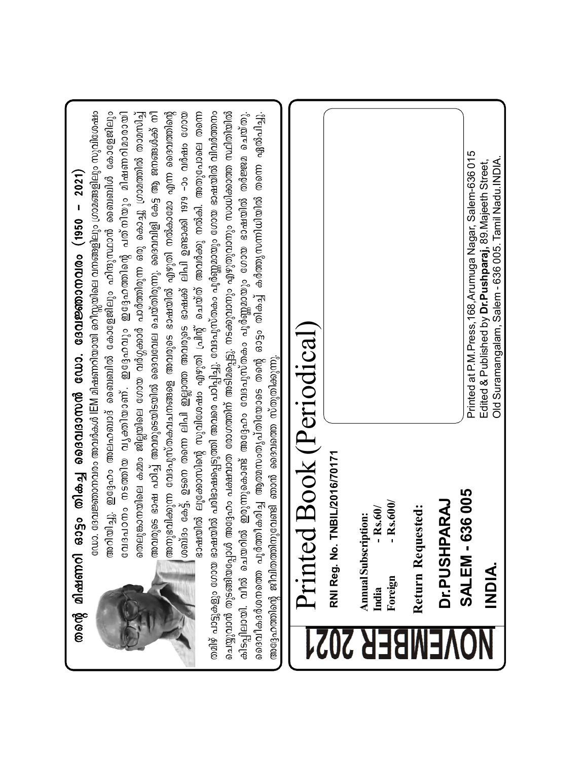## തന്റെ മിഷണറി ഓട്ടം തികച്ച ഡൈവദാസൻ ഡോ. ദേവജ്ഞാനവരം (1950 – 2021)

ഡോ. ദേവജ്ഞാനവരം അവർകൾ IEM മിഷണറിയായി ഒറീസ്സയിലെ വനങ്ങളിലും ഗ്രാമങ്ങളിലും സുവിശേഷം അറിയിച്ചു. ഇദ്ദേഹം അലഹബാദ് ബൈബിൾ കോളേജിലും ഹിന്ദുസ്ഥാൻ ബൈബിൾ കോളേജിലും വേദപഠനം നടത്തിയ വ്യക്തിയാണ്. ഇദ്ദേഹവും ഇദ്ദേഹത്തിന്റെ പത്നിയും മിഷണറിമാരായി തെലുങ്കാനയിലെ കമ്മം ജില്ലയിലെ ഗോത വർഗ്ഗക്കാർ പാർത്തിരുന്ന ഒരു കൊച്ചു ഗ്രാമത്തിൽ താമസിച്ച് അവരുടെ ഭാഷ പഠിച്ച് അവരുടെയിടയിൽ ദൈവവേല ചെയ്തിരുന്നു. ദൈവവിളി കേട്ട ആ ജനങ്ങൾക്ക് നി ത്യജീവനുള്ള വേദപുസ്തകവചനങ്ങളെ അവരുടെ ഭാഷയിൽ എഴുതി നൽകാമോ എന്ന ദൈവത്തിന്റെ ശബ്ദം കേട്ട്, ഉടനെ തന്നെ ലിപി ഇല്ലാത്ത അവരുടെ ഭാഷക്ക് ലിപി ഉണ്ടാക്കി 1979 –ാം വർഷം ഗോത ഭാഷയിൽ ലൂക്കോസിന്റെ സുവിശേഷം എഴുതി പ്രിന്റ് ചെയ്ത് അവർക്കു നൽകി. അതുപോലെ തന്നെ തമിഴ് പാട്ടുകളും ഗോത ഭാഷയിൽ പരിഭാഷപ്പെടുത്തി അവരെ പഠിപ്പിച്ചു. വേദപുസ്തകം പൂർണ്ണമായും ഗോത ഭാഷയിൽ വിവർത്തനം ചെയ്യുവാൻ തുടങ്ങിയപ്പോൾ അദ്ദേഹം പക്ഷവാത രോഗത്തിന് അടിമപ്പെട്ടു. നടക്കുവാനും എഴുതുവാനും സാധിക്കാത്ത സ്ഥിതിയിൽ കിടപ്പിലായി. വീൽ ചെയറിൽ ഇരുന്നുകൊണ്ട് അദ്ദേഹം വേദപുസ്തകം പൂർണ്ണമായും ഗോത ഭാഷയിൽ തർജ്ജമ ചെയ്തു. ദൈവികദർശനത്തെ പൂർത്തികരിച്ച ആത്മസംതൃപ്തിയോടെ തന്റെ ഓട്ടം തികച്ച് കർത്തൃസന്നിധിയിൽ തന്നെ ഏൽപിച്ചു. അദ്ദേഹത്തിന്റെ ജീവിതത്തിനുവേണ്ടി ഞാൻ ദൈവത്തെ സ്തുതിക്കുന്നു.

---

**NOVEMBER 2021**

# Printed Book (Periodical)

**RNI Reg. No. TNBIL/2016/70171**

**Annual Subscription:**
**India - Rs.60/**
**Foreign - Rs.600/**

**Return Requested:**

**Dr.PUSHPARAJ**
**SALEM - 636 005**
**INDIA.**

Printed at P.M.Press,168,Arumuga Nagar, Salem-636 015
Edited & Published by **Dr.Pushparaj,** 89.Majeeth Street,
Old Suramangalam, Salem - 636 005. Tamil Nadu.INDIA.